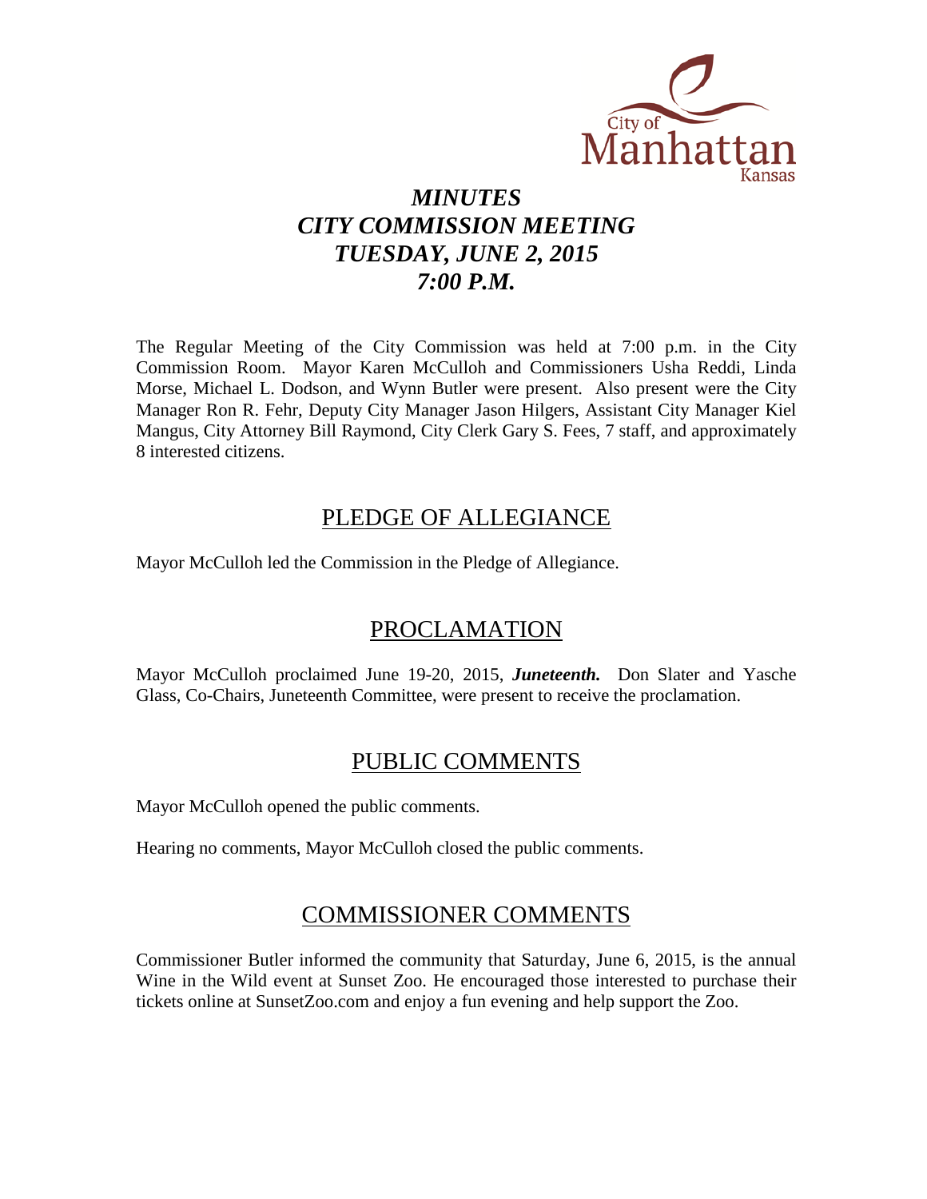# *MINUTES*
# *CITY COMMISSION MEETING*
# *TUESDAY, JUNE 2, 2015*
# *7:00 P.M.*

The Regular Meeting of the City Commission was held at 7:00 p.m. in the City Commission Room. Mayor Karen McCulloh and Commissioners Usha Reddi, Linda Morse, Michael L. Dodson, and Wynn Butler were present. Also present were the City Manager Ron R. Fehr, Deputy City Manager Jason Hilgers, Assistant City Manager Kiel Mangus, City Attorney Bill Raymond, City Clerk Gary S. Fees, 7 staff, and approximately 8 interested citizens.

## PLEDGE OF ALLEGIANCE

Mayor McCulloh led the Commission in the Pledge of Allegiance.

## PROCLAMATION

Mayor McCulloh proclaimed June 19-20, 2015, ***Juneteenth.*** Don Slater and Yasche Glass, Co-Chairs, Juneteenth Committee, were present to receive the proclamation.

## PUBLIC COMMENTS

Mayor McCulloh opened the public comments.

Hearing no comments, Mayor McCulloh closed the public comments.

## COMMISSIONER COMMENTS

Commissioner Butler informed the community that Saturday, June 6, 2015, is the annual Wine in the Wild event at Sunset Zoo. He encouraged those interested to purchase their tickets online at SunsetZoo.com and enjoy a fun evening and help support the Zoo.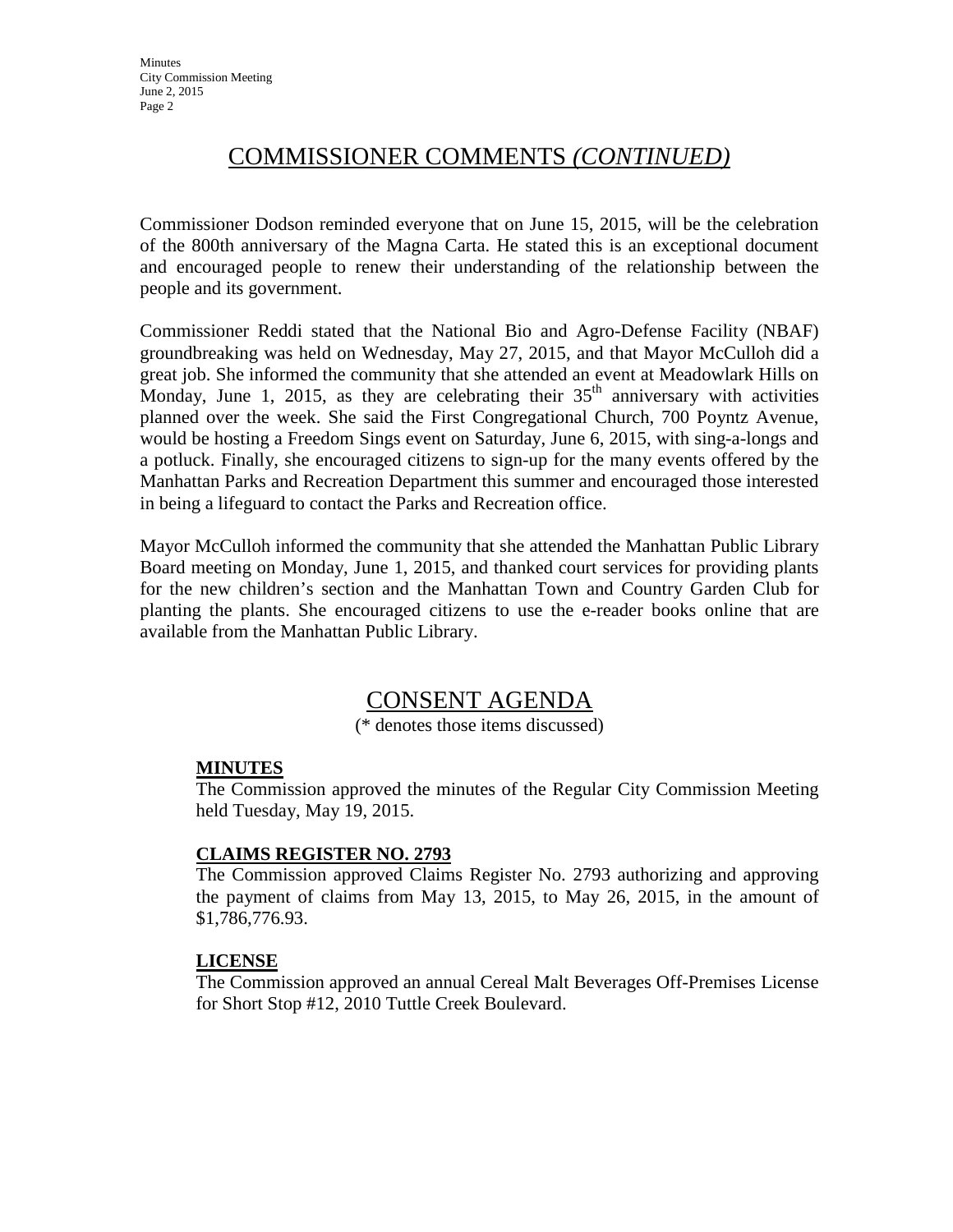# COMMISSIONER COMMENTS *(CONTINUED)*

Commissioner Dodson reminded everyone that on June 15, 2015, will be the celebration of the 800th anniversary of the Magna Carta. He stated this is an exceptional document and encouraged people to renew their understanding of the relationship between the people and its government.

Commissioner Reddi stated that the National Bio and Agro-Defense Facility (NBAF) groundbreaking was held on Wednesday, May 27, 2015, and that Mayor McCulloh did a great job. She informed the community that she attended an event at Meadowlark Hills on Monday, June 1, 2015, as they are celebrating their 35th anniversary with activities planned over the week. She said the First Congregational Church, 700 Poyntz Avenue, would be hosting a Freedom Sings event on Saturday, June 6, 2015, with sing-a-longs and a potluck. Finally, she encouraged citizens to sign-up for the many events offered by the Manhattan Parks and Recreation Department this summer and encouraged those interested in being a lifeguard to contact the Parks and Recreation office.

Mayor McCulloh informed the community that she attended the Manhattan Public Library Board meeting on Monday, June 1, 2015, and thanked court services for providing plants for the new children's section and the Manhattan Town and Country Garden Club for planting the plants. She encouraged citizens to use the e-reader books online that are available from the Manhattan Public Library.

# CONSENT AGENDA

(* denotes those items discussed)

**MINUTES**

The Commission approved the minutes of the Regular City Commission Meeting held Tuesday, May 19, 2015.

**CLAIMS REGISTER NO. 2793**

The Commission approved Claims Register No. 2793 authorizing and approving the payment of claims from May 13, 2015, to May 26, 2015, in the amount of $1,786,776.93.

**LICENSE**

The Commission approved an annual Cereal Malt Beverages Off-Premises License for Short Stop #12, 2010 Tuttle Creek Boulevard.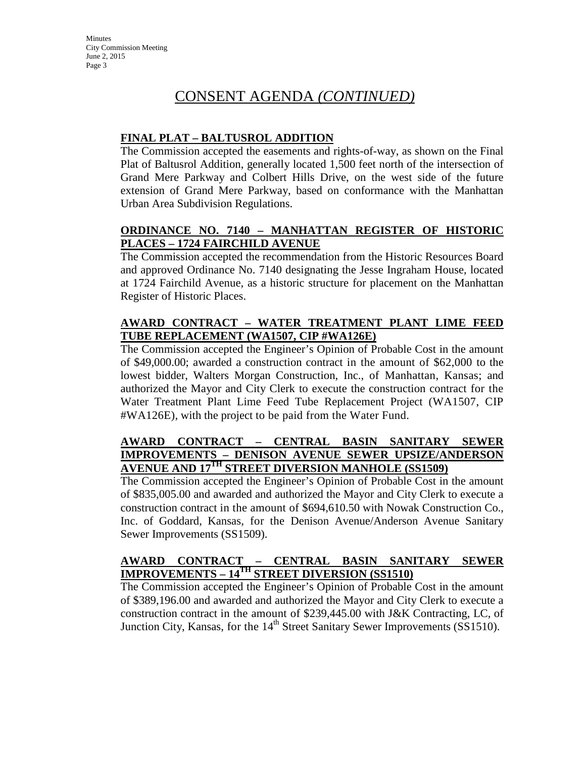# CONSENT AGENDA *(CONTINUED)*

**FINAL PLAT – BALTUSROL ADDITION**

The Commission accepted the easements and rights-of-way, as shown on the Final Plat of Baltusrol Addition, generally located 1,500 feet north of the intersection of Grand Mere Parkway and Colbert Hills Drive, on the west side of the future extension of Grand Mere Parkway, based on conformance with the Manhattan Urban Area Subdivision Regulations.

**ORDINANCE NO. 7140 – MANHATTAN REGISTER OF HISTORIC PLACES – 1724 FAIRCHILD AVENUE**

The Commission accepted the recommendation from the Historic Resources Board and approved Ordinance No. 7140 designating the Jesse Ingraham House, located at 1724 Fairchild Avenue, as a historic structure for placement on the Manhattan Register of Historic Places.

**AWARD CONTRACT – WATER TREATMENT PLANT LIME FEED TUBE REPLACEMENT (WA1507, CIP #WA126E)**

The Commission accepted the Engineer's Opinion of Probable Cost in the amount of $49,000.00; awarded a construction contract in the amount of $62,000 to the lowest bidder, Walters Morgan Construction, Inc., of Manhattan, Kansas; and authorized the Mayor and City Clerk to execute the construction contract for the Water Treatment Plant Lime Feed Tube Replacement Project (WA1507, CIP #WA126E), with the project to be paid from the Water Fund.

**AWARD CONTRACT – CENTRAL BASIN SANITARY SEWER IMPROVEMENTS – DENISON AVENUE SEWER UPSIZE/ANDERSON AVENUE AND 17TH STREET DIVERSION MANHOLE (SS1509)**

The Commission accepted the Engineer's Opinion of Probable Cost in the amount of $835,005.00 and awarded and authorized the Mayor and City Clerk to execute a construction contract in the amount of $694,610.50 with Nowak Construction Co., Inc. of Goddard, Kansas, for the Denison Avenue/Anderson Avenue Sanitary Sewer Improvements (SS1509).

**AWARD CONTRACT – CENTRAL BASIN SANITARY SEWER IMPROVEMENTS – 14TH STREET DIVERSION (SS1510)**

The Commission accepted the Engineer's Opinion of Probable Cost in the amount of $389,196.00 and awarded and authorized the Mayor and City Clerk to execute a construction contract in the amount of $239,445.00 with J&K Contracting, LC, of Junction City, Kansas, for the 14th Street Sanitary Sewer Improvements (SS1510).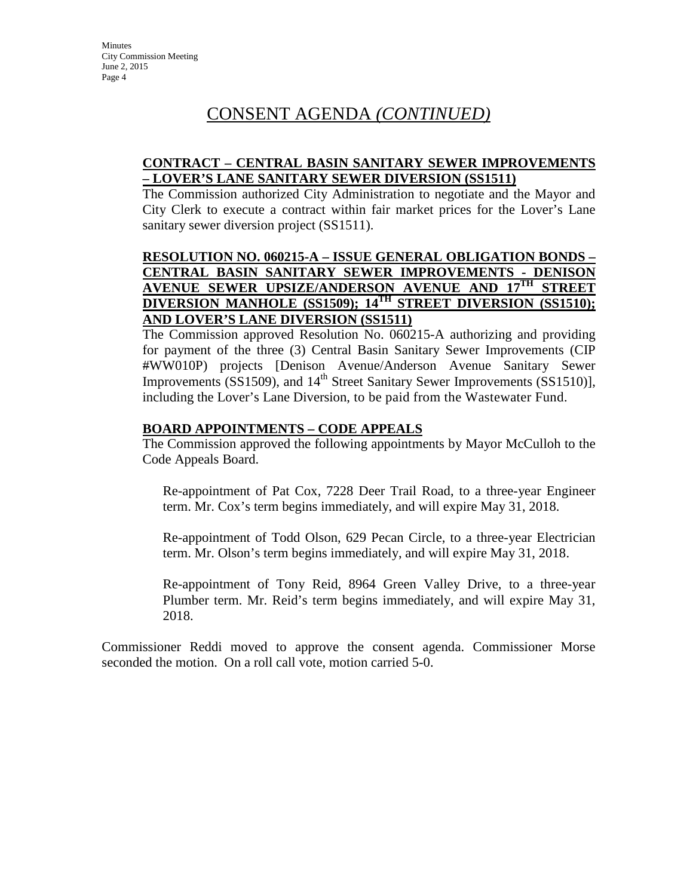# CONSENT AGENDA *(CONTINUED)*

**CONTRACT – CENTRAL BASIN SANITARY SEWER IMPROVEMENTS – LOVER'S LANE SANITARY SEWER DIVERSION (SS1511)**

The Commission authorized City Administration to negotiate and the Mayor and City Clerk to execute a contract within fair market prices for the Lover's Lane sanitary sewer diversion project (SS1511).

**RESOLUTION NO. 060215-A – ISSUE GENERAL OBLIGATION BONDS – CENTRAL BASIN SANITARY SEWER IMPROVEMENTS - DENISON AVENUE SEWER UPSIZE/ANDERSON AVENUE AND 17TH STREET DIVERSION MANHOLE (SS1509); 14TH STREET DIVERSION (SS1510); AND LOVER'S LANE DIVERSION (SS1511)**

The Commission approved Resolution No. 060215-A authorizing and providing for payment of the three (3) Central Basin Sanitary Sewer Improvements (CIP #WW010P) projects [Denison Avenue/Anderson Avenue Sanitary Sewer Improvements (SS1509), and 14th Street Sanitary Sewer Improvements (SS1510)], including the Lover's Lane Diversion, to be paid from the Wastewater Fund.

**BOARD APPOINTMENTS – CODE APPEALS**

The Commission approved the following appointments by Mayor McCulloh to the Code Appeals Board.

Re-appointment of Pat Cox, 7228 Deer Trail Road, to a three-year Engineer term. Mr. Cox's term begins immediately, and will expire May 31, 2018.

Re-appointment of Todd Olson, 629 Pecan Circle, to a three-year Electrician term. Mr. Olson's term begins immediately, and will expire May 31, 2018.

Re-appointment of Tony Reid, 8964 Green Valley Drive, to a three-year Plumber term. Mr. Reid's term begins immediately, and will expire May 31, 2018.

Commissioner Reddi moved to approve the consent agenda. Commissioner Morse seconded the motion. On a roll call vote, motion carried 5-0.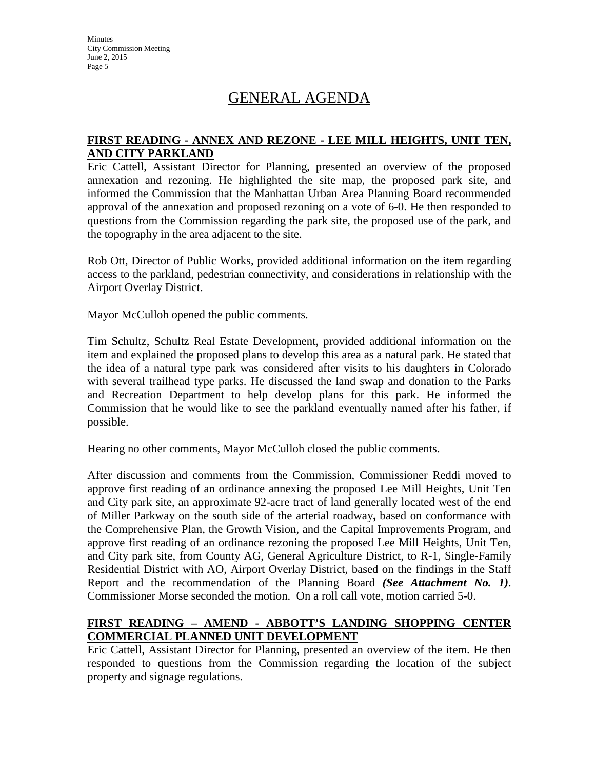# GENERAL AGENDA

**FIRST READING - ANNEX AND REZONE - LEE MILL HEIGHTS, UNIT TEN, AND CITY PARKLAND**

Eric Cattell, Assistant Director for Planning, presented an overview of the proposed annexation and rezoning. He highlighted the site map, the proposed park site, and informed the Commission that the Manhattan Urban Area Planning Board recommended approval of the annexation and proposed rezoning on a vote of 6-0. He then responded to questions from the Commission regarding the park site, the proposed use of the park, and the topography in the area adjacent to the site.

Rob Ott, Director of Public Works, provided additional information on the item regarding access to the parkland, pedestrian connectivity, and considerations in relationship with the Airport Overlay District.

Mayor McCulloh opened the public comments.

Tim Schultz, Schultz Real Estate Development, provided additional information on the item and explained the proposed plans to develop this area as a natural park. He stated that the idea of a natural type park was considered after visits to his daughters in Colorado with several trailhead type parks. He discussed the land swap and donation to the Parks and Recreation Department to help develop plans for this park. He informed the Commission that he would like to see the parkland eventually named after his father, if possible.

Hearing no other comments, Mayor McCulloh closed the public comments.

After discussion and comments from the Commission, Commissioner Reddi moved to approve first reading of an ordinance annexing the proposed Lee Mill Heights, Unit Ten and City park site, an approximate 92-acre tract of land generally located west of the end of Miller Parkway on the south side of the arterial roadway**,** based on conformance with the Comprehensive Plan, the Growth Vision, and the Capital Improvements Program, and approve first reading of an ordinance rezoning the proposed Lee Mill Heights, Unit Ten, and City park site, from County AG, General Agriculture District, to R-1, Single-Family Residential District with AO, Airport Overlay District, based on the findings in the Staff Report and the recommendation of the Planning Board ***(See Attachment No. 1)***. Commissioner Morse seconded the motion. On a roll call vote, motion carried 5-0.

**FIRST READING – AMEND - ABBOTT'S LANDING SHOPPING CENTER COMMERCIAL PLANNED UNIT DEVELOPMENT**

Eric Cattell, Assistant Director for Planning, presented an overview of the item. He then responded to questions from the Commission regarding the location of the subject property and signage regulations.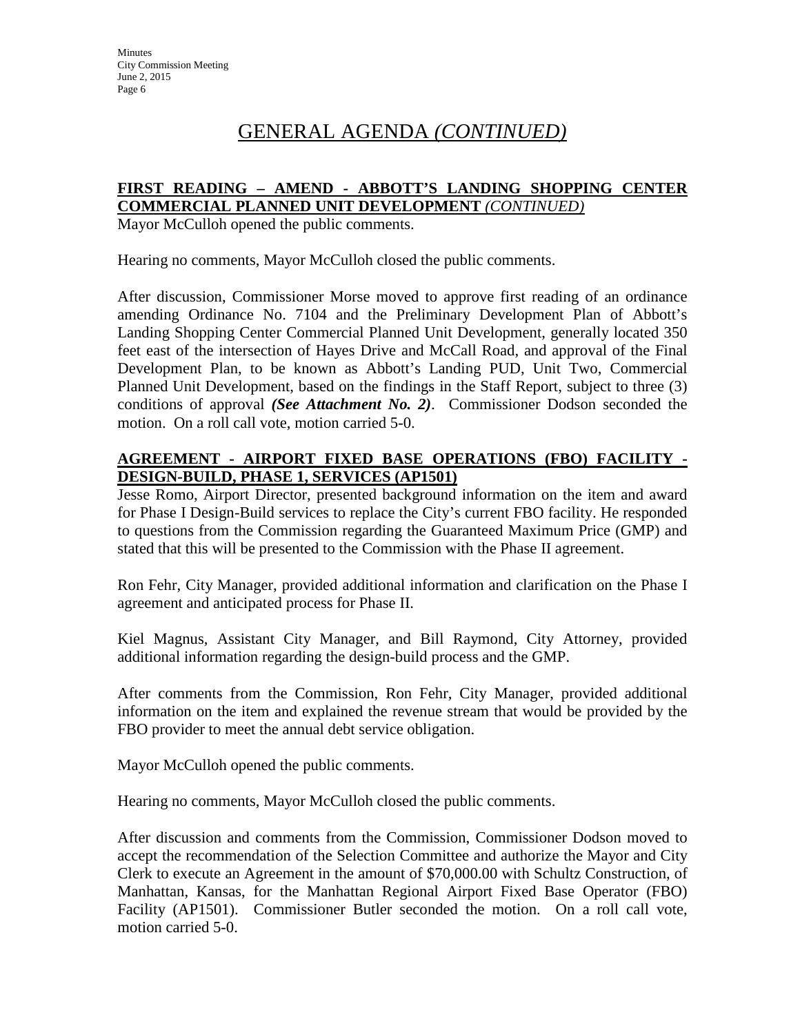# GENERAL AGENDA *(CONTINUED)*

**FIRST READING – AMEND - ABBOTT'S LANDING SHOPPING CENTER COMMERCIAL PLANNED UNIT DEVELOPMENT** *(CONTINUED)*

Mayor McCulloh opened the public comments.

Hearing no comments, Mayor McCulloh closed the public comments.

After discussion, Commissioner Morse moved to approve first reading of an ordinance amending Ordinance No. 7104 and the Preliminary Development Plan of Abbott's Landing Shopping Center Commercial Planned Unit Development, generally located 350 feet east of the intersection of Hayes Drive and McCall Road, and approval of the Final Development Plan, to be known as Abbott's Landing PUD, Unit Two, Commercial Planned Unit Development, based on the findings in the Staff Report, subject to three (3) conditions of approval ***(See Attachment No. 2)***. Commissioner Dodson seconded the motion. On a roll call vote, motion carried 5-0.

**AGREEMENT - AIRPORT FIXED BASE OPERATIONS (FBO) FACILITY - DESIGN-BUILD, PHASE 1, SERVICES (AP1501)**

Jesse Romo, Airport Director, presented background information on the item and award for Phase I Design-Build services to replace the City's current FBO facility. He responded to questions from the Commission regarding the Guaranteed Maximum Price (GMP) and stated that this will be presented to the Commission with the Phase II agreement.

Ron Fehr, City Manager, provided additional information and clarification on the Phase I agreement and anticipated process for Phase II.

Kiel Magnus, Assistant City Manager, and Bill Raymond, City Attorney, provided additional information regarding the design-build process and the GMP.

After comments from the Commission, Ron Fehr, City Manager, provided additional information on the item and explained the revenue stream that would be provided by the FBO provider to meet the annual debt service obligation.

Mayor McCulloh opened the public comments.

Hearing no comments, Mayor McCulloh closed the public comments.

After discussion and comments from the Commission, Commissioner Dodson moved to accept the recommendation of the Selection Committee and authorize the Mayor and City Clerk to execute an Agreement in the amount of $70,000.00 with Schultz Construction, of Manhattan, Kansas, for the Manhattan Regional Airport Fixed Base Operator (FBO) Facility (AP1501). Commissioner Butler seconded the motion. On a roll call vote, motion carried 5-0.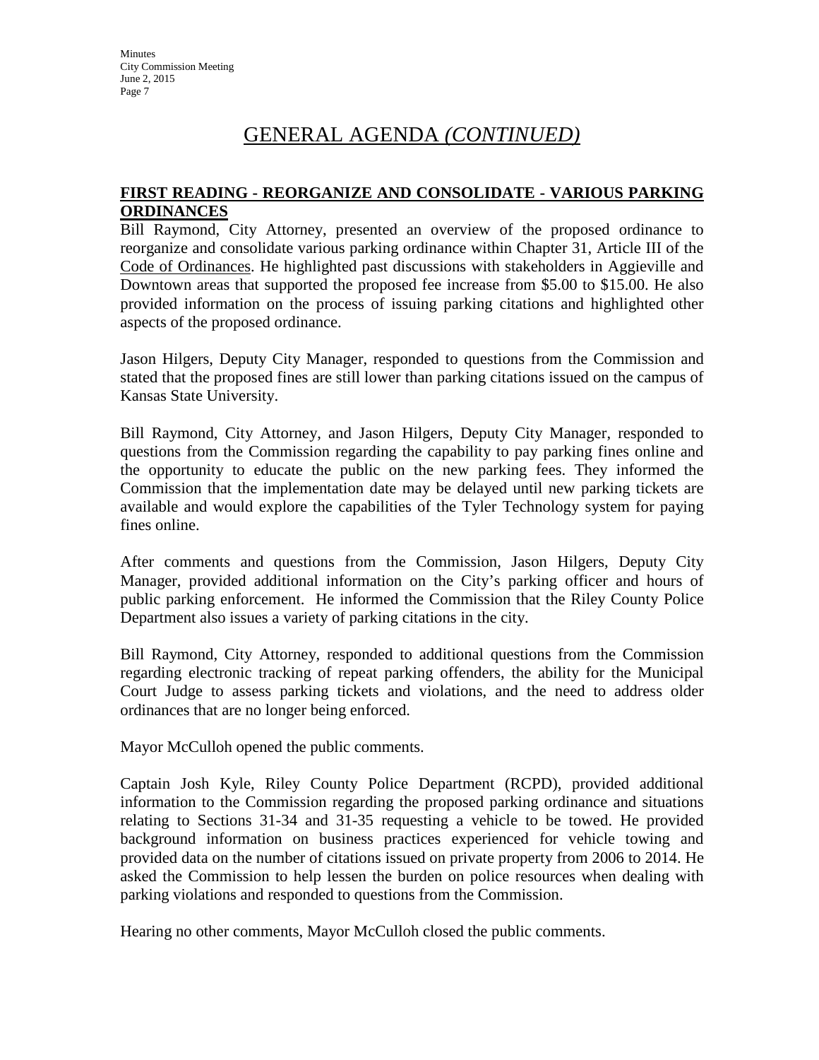# GENERAL AGENDA *(CONTINUED)*

**FIRST READING - REORGANIZE AND CONSOLIDATE - VARIOUS PARKING ORDINANCES**

Bill Raymond, City Attorney, presented an overview of the proposed ordinance to reorganize and consolidate various parking ordinance within Chapter 31, Article III of the Code of Ordinances. He highlighted past discussions with stakeholders in Aggieville and Downtown areas that supported the proposed fee increase from $5.00 to $15.00. He also provided information on the process of issuing parking citations and highlighted other aspects of the proposed ordinance.

Jason Hilgers, Deputy City Manager, responded to questions from the Commission and stated that the proposed fines are still lower than parking citations issued on the campus of Kansas State University.

Bill Raymond, City Attorney, and Jason Hilgers, Deputy City Manager, responded to questions from the Commission regarding the capability to pay parking fines online and the opportunity to educate the public on the new parking fees. They informed the Commission that the implementation date may be delayed until new parking tickets are available and would explore the capabilities of the Tyler Technology system for paying fines online.

After comments and questions from the Commission, Jason Hilgers, Deputy City Manager, provided additional information on the City's parking officer and hours of public parking enforcement. He informed the Commission that the Riley County Police Department also issues a variety of parking citations in the city.

Bill Raymond, City Attorney, responded to additional questions from the Commission regarding electronic tracking of repeat parking offenders, the ability for the Municipal Court Judge to assess parking tickets and violations, and the need to address older ordinances that are no longer being enforced.

Mayor McCulloh opened the public comments.

Captain Josh Kyle, Riley County Police Department (RCPD), provided additional information to the Commission regarding the proposed parking ordinance and situations relating to Sections 31-34 and 31-35 requesting a vehicle to be towed. He provided background information on business practices experienced for vehicle towing and provided data on the number of citations issued on private property from 2006 to 2014. He asked the Commission to help lessen the burden on police resources when dealing with parking violations and responded to questions from the Commission.

Hearing no other comments, Mayor McCulloh closed the public comments.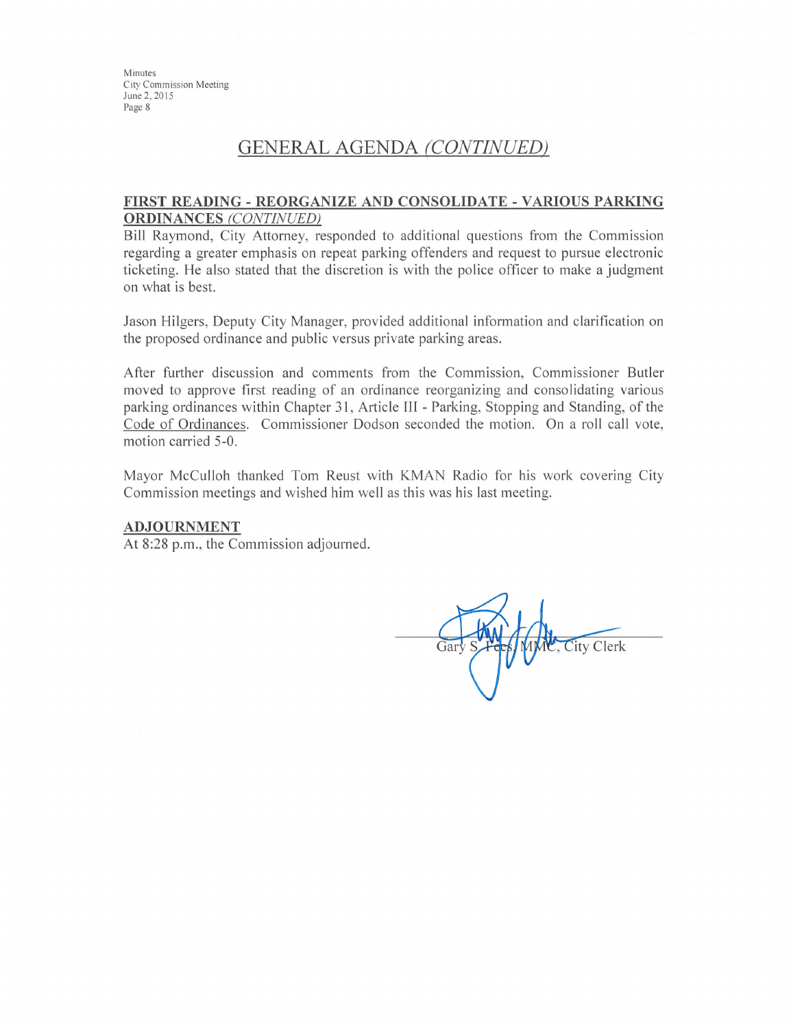## GENERAL AGENDA *(CONTINUED)*

**FIRST READING - REORGANIZE AND CONSOLIDATE - VARIOUS PARKING ORDINANCES** *(CONTINUED)*

Bill Raymond, City Attorney, responded to additional questions from the Commission regarding a greater emphasis on repeat parking offenders and request to pursue electronic ticketing. He also stated that the discretion is with the police officer to make a judgment on what is best.

Jason Hilgers, Deputy City Manager, provided additional information and clarification on the proposed ordinance and public versus private parking areas.

After further discussion and comments from the Commission, Commissioner Butler moved to approve first reading of an ordinance reorganizing and consolidating various parking ordinances within Chapter 31, Article III - Parking, Stopping and Standing, of the Code of Ordinances. Commissioner Dodson seconded the motion. On a roll call vote, motion carried 5-0.

Mayor McCulloh thanked Tom Reust with KMAN Radio for his work covering City Commission meetings and wished him well as this was his last meeting.

**ADJOURNMENT**

At 8:28 p.m., the Commission adjourned.

Gary S. Fees, MMC, City Clerk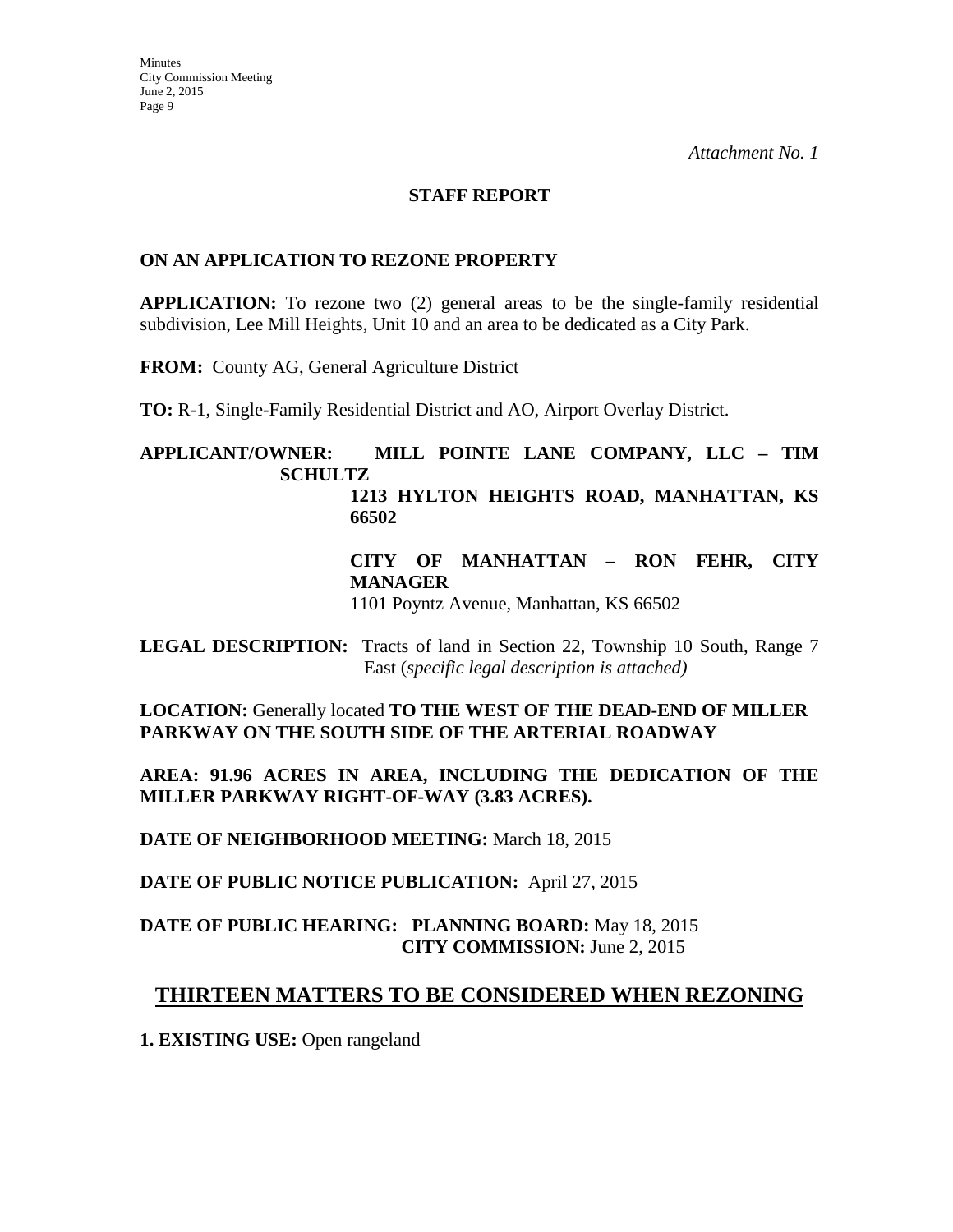*Attachment No. 1*

**STAFF REPORT**

**ON AN APPLICATION TO REZONE PROPERTY**

**APPLICATION:** To rezone two (2) general areas to be the single-family residential subdivision, Lee Mill Heights, Unit 10 and an area to be dedicated as a City Park.

**FROM:** County AG, General Agriculture District

**TO:** R-1, Single-Family Residential District and AO, Airport Overlay District.

**APPLICANT/OWNER: MILL POINTE LANE COMPANY, LLC – TIM SCHULTZ**
**1213 HYLTON HEIGHTS ROAD, MANHATTAN, KS 66502**

**CITY OF MANHATTAN – RON FEHR, CITY MANAGER**
1101 Poyntz Avenue, Manhattan, KS 66502

**LEGAL DESCRIPTION:** Tracts of land in Section 22, Township 10 South, Range 7 East (*specific legal description is attached)*

**LOCATION:** Generally located **TO THE WEST OF THE DEAD-END OF MILLER PARKWAY ON THE SOUTH SIDE OF THE ARTERIAL ROADWAY**

**AREA: 91.96 ACRES IN AREA, INCLUDING THE DEDICATION OF THE MILLER PARKWAY RIGHT-OF-WAY (3.83 ACRES).**

**DATE OF NEIGHBORHOOD MEETING:** March 18, 2015

**DATE OF PUBLIC NOTICE PUBLICATION:** April 27, 2015

**DATE OF PUBLIC HEARING: PLANNING BOARD:** May 18, 2015
**CITY COMMISSION:** June 2, 2015

## THIRTEEN MATTERS TO BE CONSIDERED WHEN REZONING

**1. EXISTING USE:** Open rangeland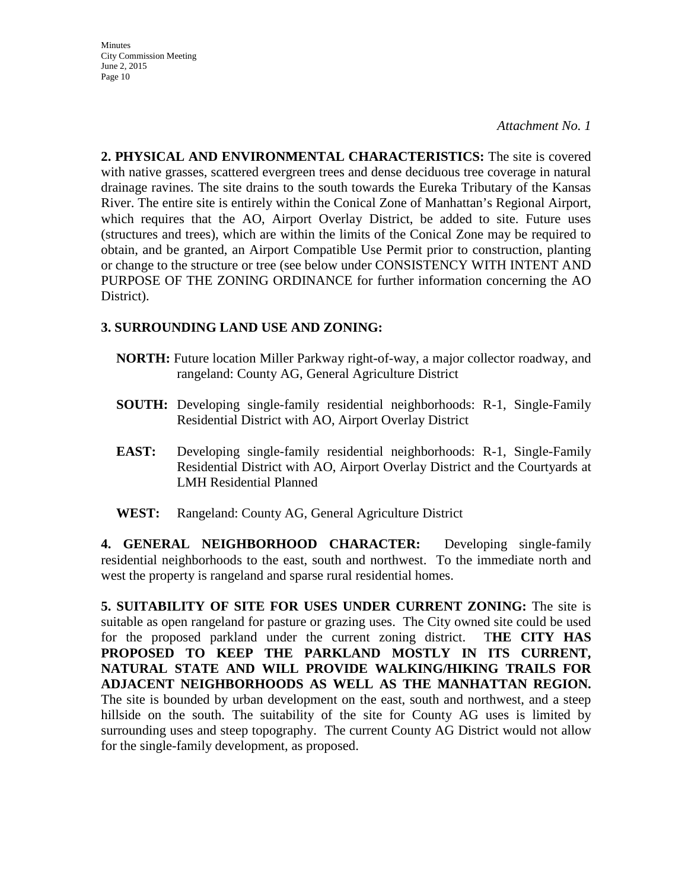*Attachment No. 1*

**2. PHYSICAL AND ENVIRONMENTAL CHARACTERISTICS:** The site is covered with native grasses, scattered evergreen trees and dense deciduous tree coverage in natural drainage ravines. The site drains to the south towards the Eureka Tributary of the Kansas River. The entire site is entirely within the Conical Zone of Manhattan's Regional Airport, which requires that the AO, Airport Overlay District, be added to site. Future uses (structures and trees), which are within the limits of the Conical Zone may be required to obtain, and be granted, an Airport Compatible Use Permit prior to construction, planting or change to the structure or tree (see below under CONSISTENCY WITH INTENT AND PURPOSE OF THE ZONING ORDINANCE for further information concerning the AO District).

**3. SURROUNDING LAND USE AND ZONING:**

**NORTH:** Future location Miller Parkway right-of-way, a major collector roadway, and rangeland: County AG, General Agriculture District

**SOUTH:** Developing single-family residential neighborhoods: R-1, Single-Family Residential District with AO, Airport Overlay District

**EAST:** Developing single-family residential neighborhoods: R-1, Single-Family Residential District with AO, Airport Overlay District and the Courtyards at LMH Residential Planned

**WEST:** Rangeland: County AG, General Agriculture District

**4. GENERAL NEIGHBORHOOD CHARACTER:** Developing single-family residential neighborhoods to the east, south and northwest. To the immediate north and west the property is rangeland and sparse rural residential homes.

**5. SUITABILITY OF SITE FOR USES UNDER CURRENT ZONING:** The site is suitable as open rangeland for pasture or grazing uses. The City owned site could be used for the proposed parkland under the current zoning district. T**HE CITY HAS PROPOSED TO KEEP THE PARKLAND MOSTLY IN ITS CURRENT, NATURAL STATE AND WILL PROVIDE WALKING/HIKING TRAILS FOR ADJACENT NEIGHBORHOODS AS WELL AS THE MANHATTAN REGION.** The site is bounded by urban development on the east, south and northwest, and a steep hillside on the south. The suitability of the site for County AG uses is limited by surrounding uses and steep topography. The current County AG District would not allow for the single-family development, as proposed.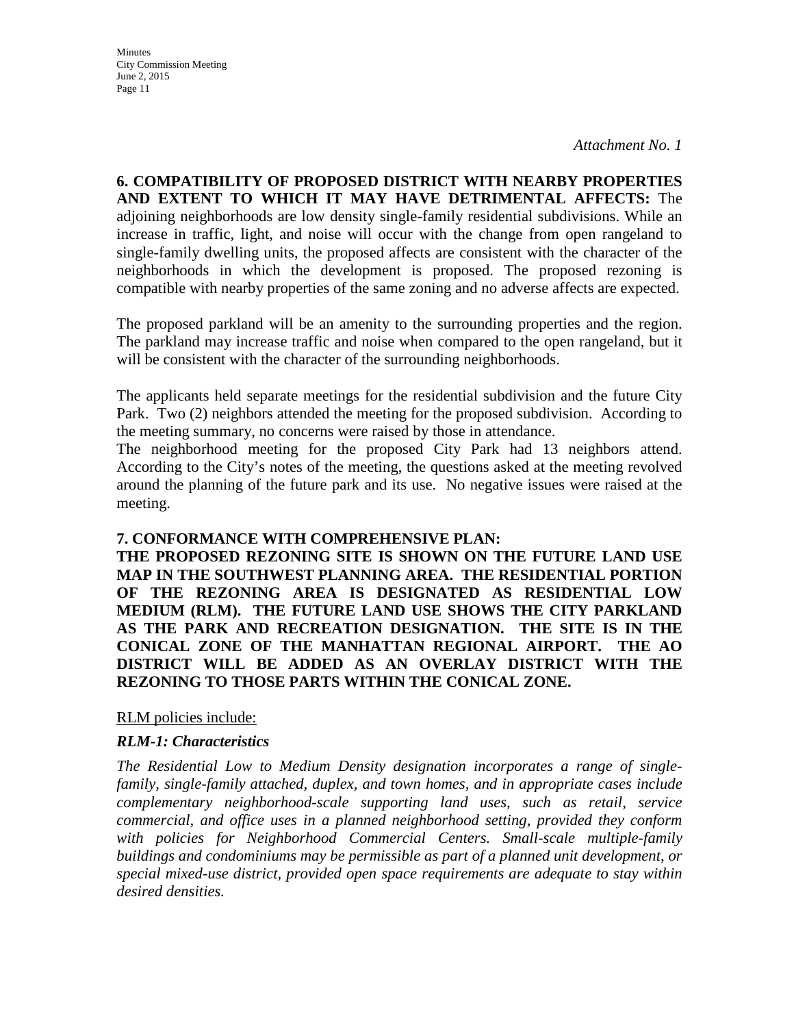*Attachment No. 1*

**6. COMPATIBILITY OF PROPOSED DISTRICT WITH NEARBY PROPERTIES AND EXTENT TO WHICH IT MAY HAVE DETRIMENTAL AFFECTS:** The adjoining neighborhoods are low density single-family residential subdivisions. While an increase in traffic, light, and noise will occur with the change from open rangeland to single-family dwelling units, the proposed affects are consistent with the character of the neighborhoods in which the development is proposed. The proposed rezoning is compatible with nearby properties of the same zoning and no adverse affects are expected.

The proposed parkland will be an amenity to the surrounding properties and the region. The parkland may increase traffic and noise when compared to the open rangeland, but it will be consistent with the character of the surrounding neighborhoods.

The applicants held separate meetings for the residential subdivision and the future City Park. Two (2) neighbors attended the meeting for the proposed subdivision. According to the meeting summary, no concerns were raised by those in attendance.

The neighborhood meeting for the proposed City Park had 13 neighbors attend. According to the City's notes of the meeting, the questions asked at the meeting revolved around the planning of the future park and its use. No negative issues were raised at the meeting.

**7. CONFORMANCE WITH COMPREHENSIVE PLAN:**

**THE PROPOSED REZONING SITE IS SHOWN ON THE FUTURE LAND USE MAP IN THE SOUTHWEST PLANNING AREA. THE RESIDENTIAL PORTION OF THE REZONING AREA IS DESIGNATED AS RESIDENTIAL LOW MEDIUM (RLM). THE FUTURE LAND USE SHOWS THE CITY PARKLAND AS THE PARK AND RECREATION DESIGNATION. THE SITE IS IN THE CONICAL ZONE OF THE MANHATTAN REGIONAL AIRPORT. THE AO DISTRICT WILL BE ADDED AS AN OVERLAY DISTRICT WITH THE REZONING TO THOSE PARTS WITHIN THE CONICAL ZONE.**

RLM policies include:

***RLM-1: Characteristics***

*The Residential Low to Medium Density designation incorporates a range of single-family, single-family attached, duplex, and town homes, and in appropriate cases include complementary neighborhood-scale supporting land uses, such as retail, service commercial, and office uses in a planned neighborhood setting, provided they conform with policies for Neighborhood Commercial Centers. Small-scale multiple-family buildings and condominiums may be permissible as part of a planned unit development, or special mixed-use district, provided open space requirements are adequate to stay within desired densities.*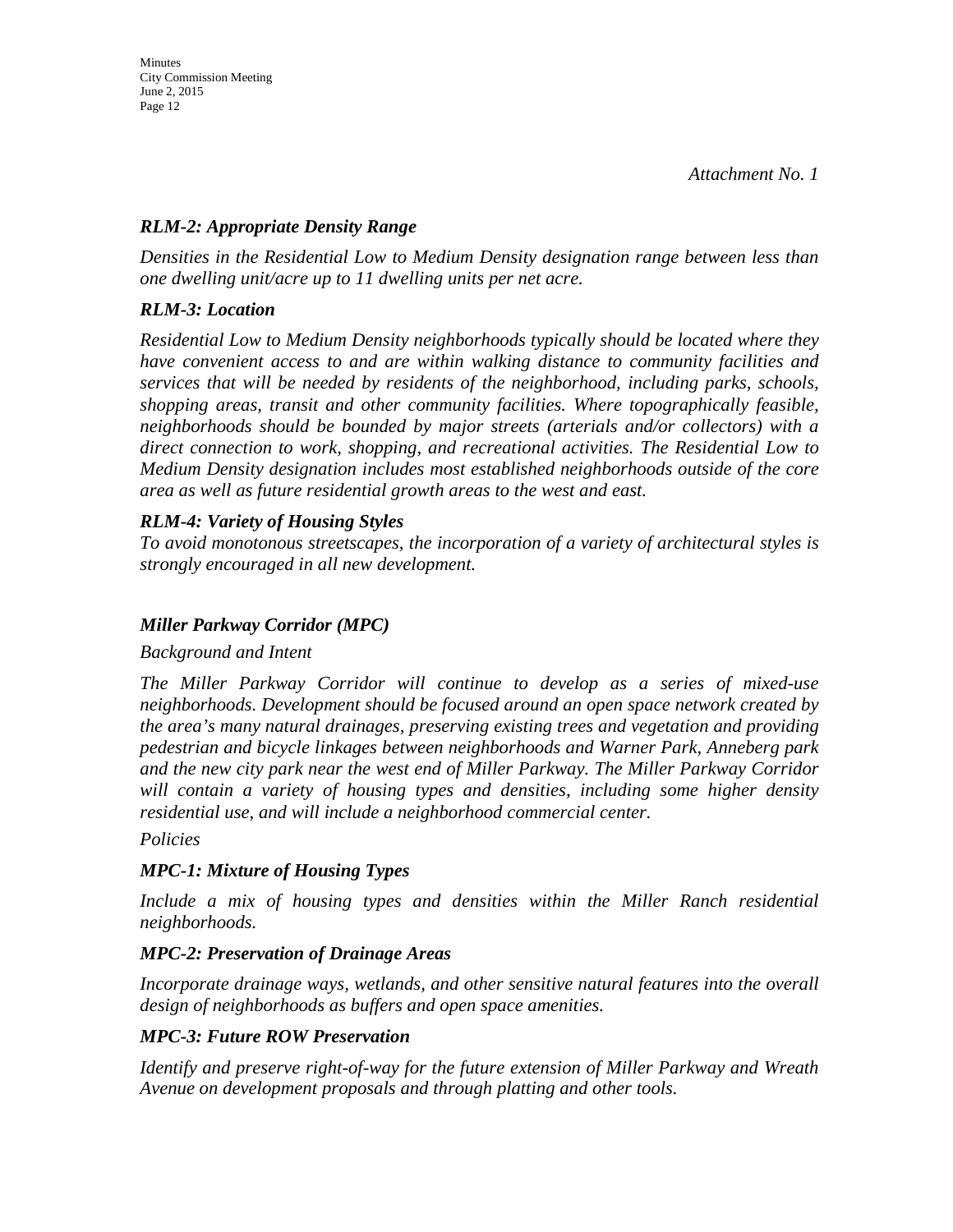*Attachment No. 1*

### *RLM-2: Appropriate Density Range*

*Densities in the Residential Low to Medium Density designation range between less than one dwelling unit/acre up to 11 dwelling units per net acre.*

### *RLM-3: Location*

*Residential Low to Medium Density neighborhoods typically should be located where they have convenient access to and are within walking distance to community facilities and services that will be needed by residents of the neighborhood, including parks, schools, shopping areas, transit and other community facilities. Where topographically feasible, neighborhoods should be bounded by major streets (arterials and/or collectors) with a direct connection to work, shopping, and recreational activities. The Residential Low to Medium Density designation includes most established neighborhoods outside of the core area as well as future residential growth areas to the west and east.*

### *RLM-4: Variety of Housing Styles*

*To avoid monotonous streetscapes, the incorporation of a variety of architectural styles is strongly encouraged in all new development.*

## *Miller Parkway Corridor (MPC)*

*Background and Intent*

*The Miller Parkway Corridor will continue to develop as a series of mixed-use neighborhoods. Development should be focused around an open space network created by the area's many natural drainages, preserving existing trees and vegetation and providing pedestrian and bicycle linkages between neighborhoods and Warner Park, Anneberg park and the new city park near the west end of Miller Parkway. The Miller Parkway Corridor will contain a variety of housing types and densities, including some higher density residential use, and will include a neighborhood commercial center.*

*Policies*

### *MPC-1: Mixture of Housing Types*

*Include a mix of housing types and densities within the Miller Ranch residential neighborhoods.*

### *MPC-2: Preservation of Drainage Areas*

*Incorporate drainage ways, wetlands, and other sensitive natural features into the overall design of neighborhoods as buffers and open space amenities.*

### *MPC-3: Future ROW Preservation*

*Identify and preserve right-of-way for the future extension of Miller Parkway and Wreath Avenue on development proposals and through platting and other tools.*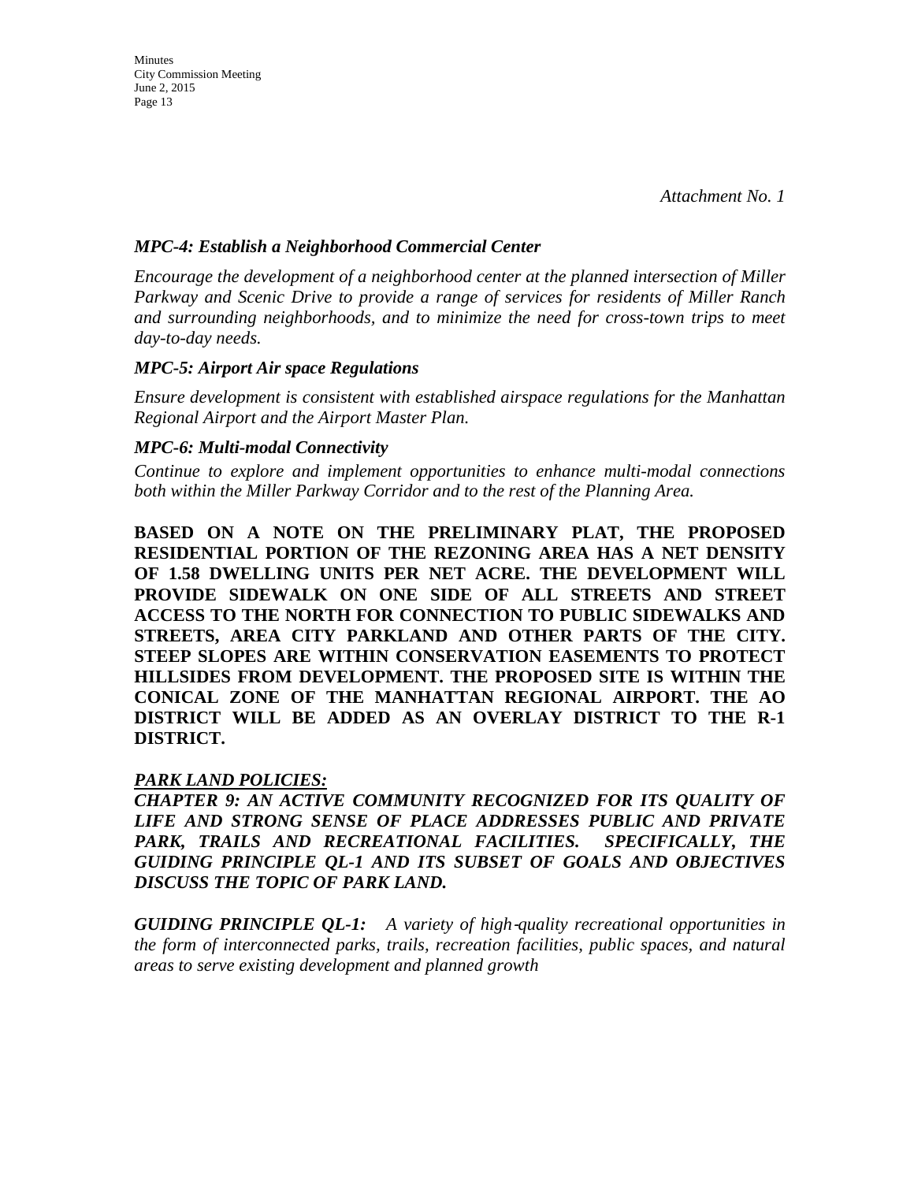*Attachment No. 1*

***MPC-4: Establish a Neighborhood Commercial Center***

*Encourage the development of a neighborhood center at the planned intersection of Miller Parkway and Scenic Drive to provide a range of services for residents of Miller Ranch and surrounding neighborhoods, and to minimize the need for cross-town trips to meet day-to-day needs.*

***MPC-5: Airport Air space Regulations***

*Ensure development is consistent with established airspace regulations for the Manhattan Regional Airport and the Airport Master Plan.*

***MPC-6: Multi-modal Connectivity***

*Continue to explore and implement opportunities to enhance multi-modal connections both within the Miller Parkway Corridor and to the rest of the Planning Area.*

**BASED ON A NOTE ON THE PRELIMINARY PLAT, THE PROPOSED RESIDENTIAL PORTION OF THE REZONING AREA HAS A NET DENSITY OF 1.58 DWELLING UNITS PER NET ACRE. THE DEVELOPMENT WILL PROVIDE SIDEWALK ON ONE SIDE OF ALL STREETS AND STREET ACCESS TO THE NORTH FOR CONNECTION TO PUBLIC SIDEWALKS AND STREETS, AREA CITY PARKLAND AND OTHER PARTS OF THE CITY. STEEP SLOPES ARE WITHIN CONSERVATION EASEMENTS TO PROTECT HILLSIDES FROM DEVELOPMENT. THE PROPOSED SITE IS WITHIN THE CONICAL ZONE OF THE MANHATTAN REGIONAL AIRPORT. THE AO DISTRICT WILL BE ADDED AS AN OVERLAY DISTRICT TO THE R-1 DISTRICT.**

***PARK LAND POLICIES:***

***CHAPTER 9: AN ACTIVE COMMUNITY RECOGNIZED FOR ITS QUALITY OF LIFE AND STRONG SENSE OF PLACE ADDRESSES PUBLIC AND PRIVATE PARK, TRAILS AND RECREATIONAL FACILITIES. SPECIFICALLY, THE GUIDING PRINCIPLE QL-1 AND ITS SUBSET OF GOALS AND OBJECTIVES DISCUSS THE TOPIC OF PARK LAND.***

***GUIDING PRINCIPLE QL-1:*** *A variety of high-quality recreational opportunities in the form of interconnected parks, trails, recreation facilities, public spaces, and natural areas to serve existing development and planned growth*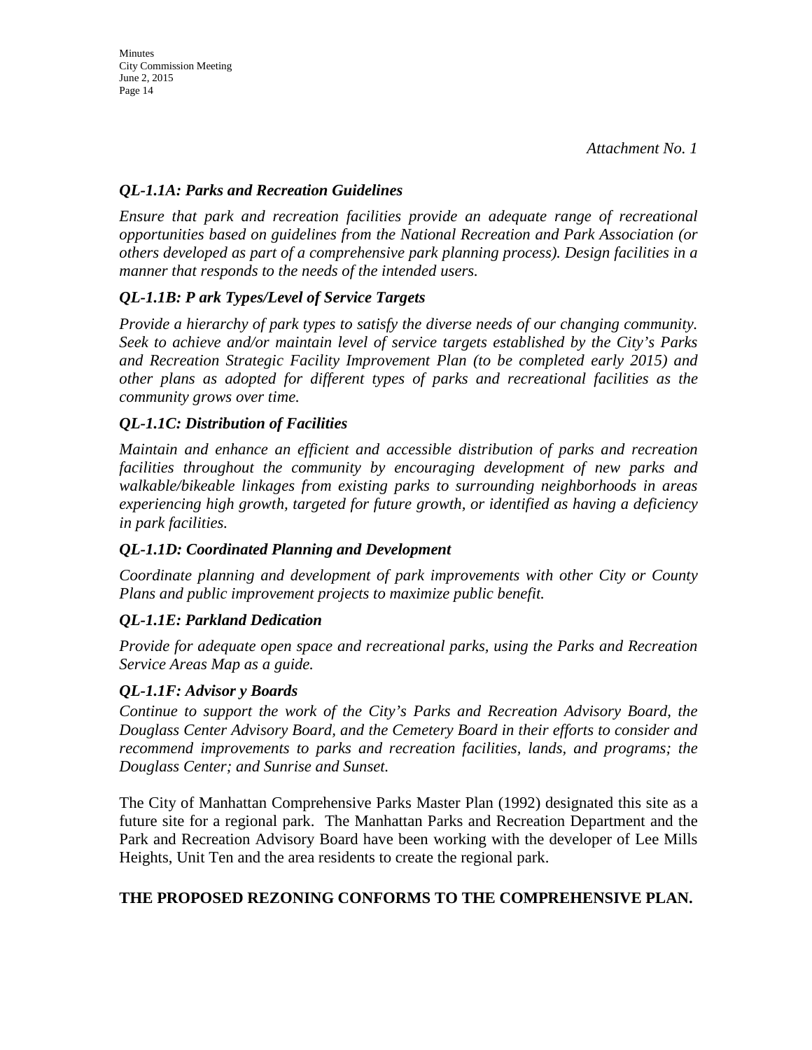*Attachment No. 1*

***QL-1.1A: Parks and Recreation Guidelines***

*Ensure that park and recreation facilities provide an adequate range of recreational opportunities based on guidelines from the National Recreation and Park Association (or others developed as part of a comprehensive park planning process). Design facilities in a manner that responds to the needs of the intended users.*

***QL-1.1B: P ark Types/Level of Service Targets***

*Provide a hierarchy of park types to satisfy the diverse needs of our changing community. Seek to achieve and/or maintain level of service targets established by the City's Parks and Recreation Strategic Facility Improvement Plan (to be completed early 2015) and other plans as adopted for different types of parks and recreational facilities as the community grows over time.*

***QL-1.1C: Distribution of Facilities***

*Maintain and enhance an efficient and accessible distribution of parks and recreation facilities throughout the community by encouraging development of new parks and walkable/bikeable linkages from existing parks to surrounding neighborhoods in areas experiencing high growth, targeted for future growth, or identified as having a deficiency in park facilities.*

***QL-1.1D: Coordinated Planning and Development***

*Coordinate planning and development of park improvements with other City or County Plans and public improvement projects to maximize public benefit.*

***QL-1.1E: Parkland Dedication***

*Provide for adequate open space and recreational parks, using the Parks and Recreation Service Areas Map as a guide.*

***QL-1.1F: Advisor y Boards***

*Continue to support the work of the City's Parks and Recreation Advisory Board, the Douglass Center Advisory Board, and the Cemetery Board in their efforts to consider and recommend improvements to parks and recreation facilities, lands, and programs; the Douglass Center; and Sunrise and Sunset.*

The City of Manhattan Comprehensive Parks Master Plan (1992) designated this site as a future site for a regional park. The Manhattan Parks and Recreation Department and the Park and Recreation Advisory Board have been working with the developer of Lee Mills Heights, Unit Ten and the area residents to create the regional park.

**THE PROPOSED REZONING CONFORMS TO THE COMPREHENSIVE PLAN.**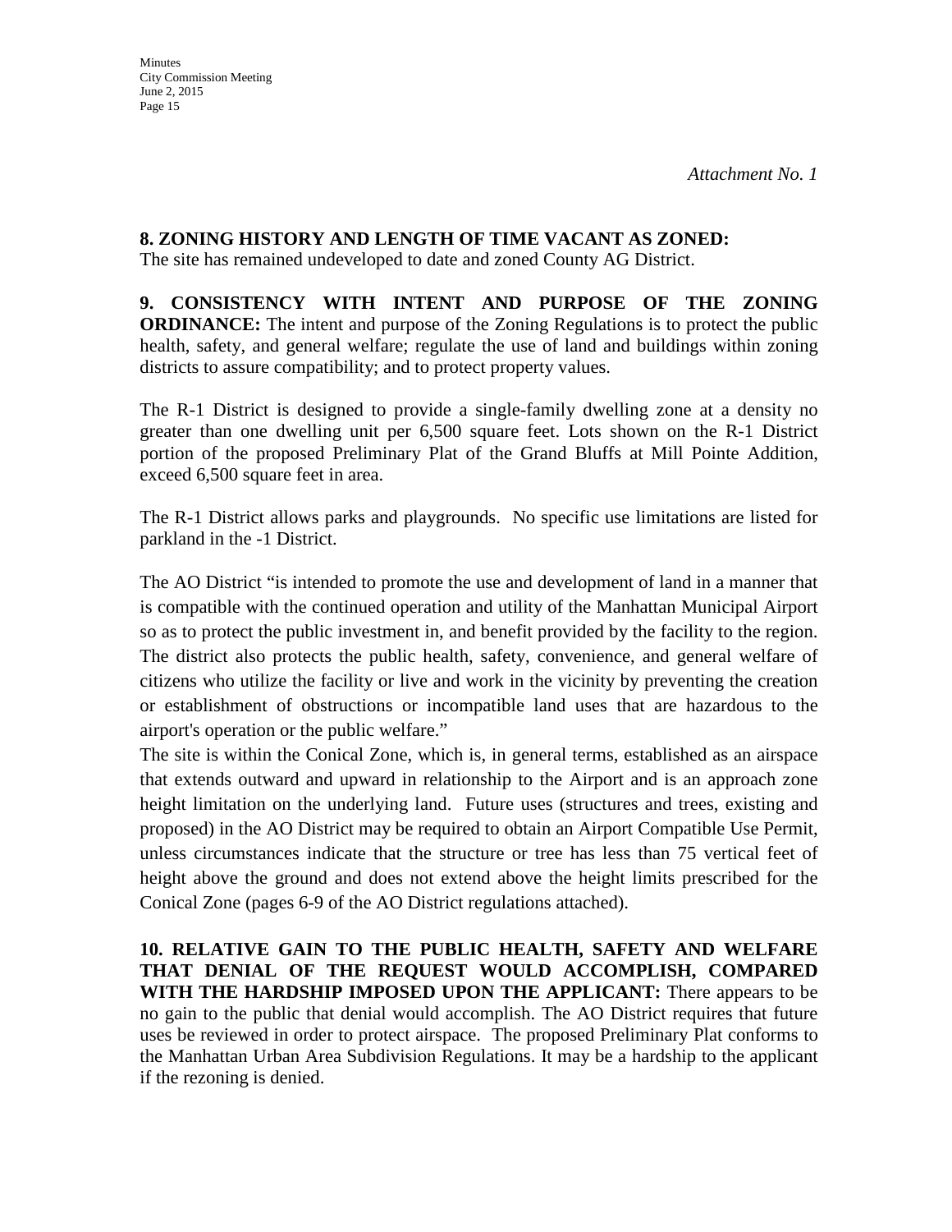*Attachment No. 1*

**8. ZONING HISTORY AND LENGTH OF TIME VACANT AS ZONED:**
The site has remained undeveloped to date and zoned County AG District.

**9. CONSISTENCY WITH INTENT AND PURPOSE OF THE ZONING ORDINANCE:** The intent and purpose of the Zoning Regulations is to protect the public health, safety, and general welfare; regulate the use of land and buildings within zoning districts to assure compatibility; and to protect property values.

The R-1 District is designed to provide a single-family dwelling zone at a density no greater than one dwelling unit per 6,500 square feet. Lots shown on the R-1 District portion of the proposed Preliminary Plat of the Grand Bluffs at Mill Pointe Addition, exceed 6,500 square feet in area.

The R-1 District allows parks and playgrounds. No specific use limitations are listed for parkland in the -1 District.

The AO District "is intended to promote the use and development of land in a manner that is compatible with the continued operation and utility of the Manhattan Municipal Airport so as to protect the public investment in, and benefit provided by the facility to the region. The district also protects the public health, safety, convenience, and general welfare of citizens who utilize the facility or live and work in the vicinity by preventing the creation or establishment of obstructions or incompatible land uses that are hazardous to the airport's operation or the public welfare."
The site is within the Conical Zone, which is, in general terms, established as an airspace that extends outward and upward in relationship to the Airport and is an approach zone height limitation on the underlying land. Future uses (structures and trees, existing and proposed) in the AO District may be required to obtain an Airport Compatible Use Permit, unless circumstances indicate that the structure or tree has less than 75 vertical feet of height above the ground and does not extend above the height limits prescribed for the Conical Zone (pages 6-9 of the AO District regulations attached).

**10. RELATIVE GAIN TO THE PUBLIC HEALTH, SAFETY AND WELFARE THAT DENIAL OF THE REQUEST WOULD ACCOMPLISH, COMPARED WITH THE HARDSHIP IMPOSED UPON THE APPLICANT:** There appears to be no gain to the public that denial would accomplish. The AO District requires that future uses be reviewed in order to protect airspace. The proposed Preliminary Plat conforms to the Manhattan Urban Area Subdivision Regulations. It may be a hardship to the applicant if the rezoning is denied.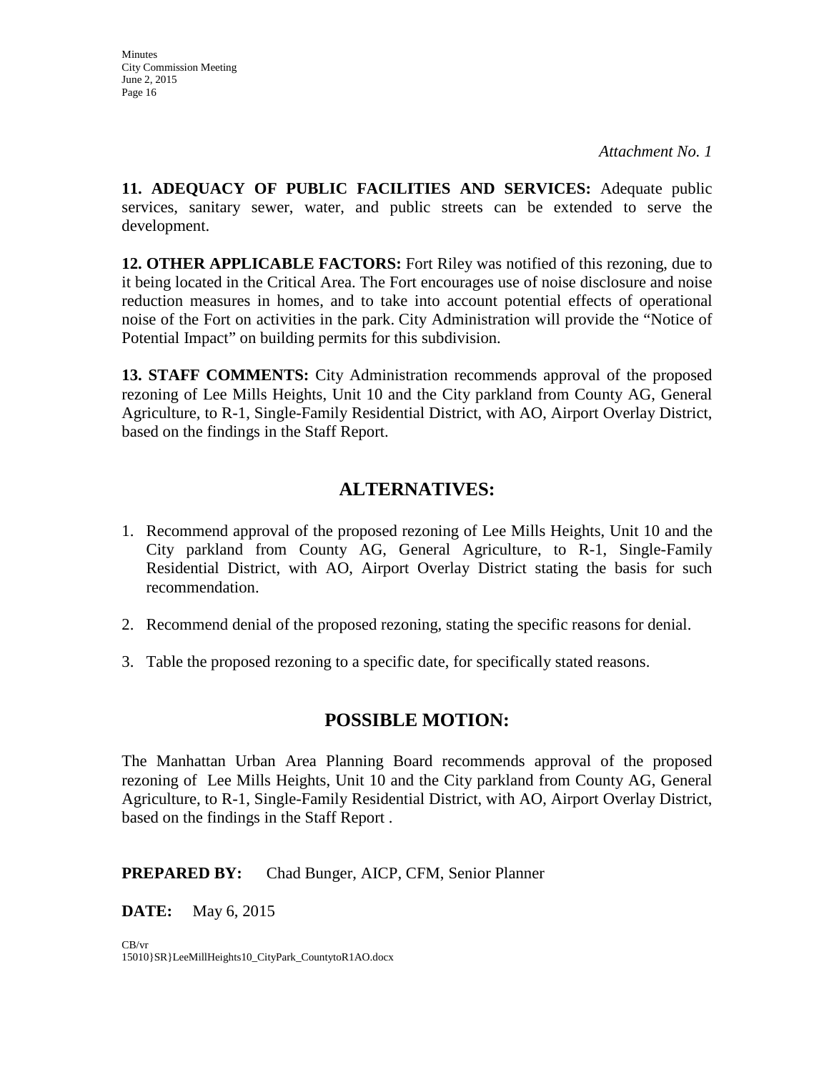*Attachment No. 1*

**11. ADEQUACY OF PUBLIC FACILITIES AND SERVICES:** Adequate public services, sanitary sewer, water, and public streets can be extended to serve the development.

**12. OTHER APPLICABLE FACTORS:** Fort Riley was notified of this rezoning, due to it being located in the Critical Area. The Fort encourages use of noise disclosure and noise reduction measures in homes, and to take into account potential effects of operational noise of the Fort on activities in the park. City Administration will provide the "Notice of Potential Impact" on building permits for this subdivision.

**13. STAFF COMMENTS:** City Administration recommends approval of the proposed rezoning of Lee Mills Heights, Unit 10 and the City parkland from County AG, General Agriculture, to R-1, Single-Family Residential District, with AO, Airport Overlay District, based on the findings in the Staff Report.

## ALTERNATIVES:

1. Recommend approval of the proposed rezoning of Lee Mills Heights, Unit 10 and the City parkland from County AG, General Agriculture, to R-1, Single-Family Residential District, with AO, Airport Overlay District stating the basis for such recommendation.
2. Recommend denial of the proposed rezoning, stating the specific reasons for denial.
3. Table the proposed rezoning to a specific date, for specifically stated reasons.

## POSSIBLE MOTION:

The Manhattan Urban Area Planning Board recommends approval of the proposed rezoning of Lee Mills Heights, Unit 10 and the City parkland from County AG, General Agriculture, to R-1, Single-Family Residential District, with AO, Airport Overlay District, based on the findings in the Staff Report .

**PREPARED BY:** Chad Bunger, AICP, CFM, Senior Planner

**DATE:** May 6, 2015

CB/vr
15010}SR}LeeMillHeights10_CityPark_CountytoR1AO.docx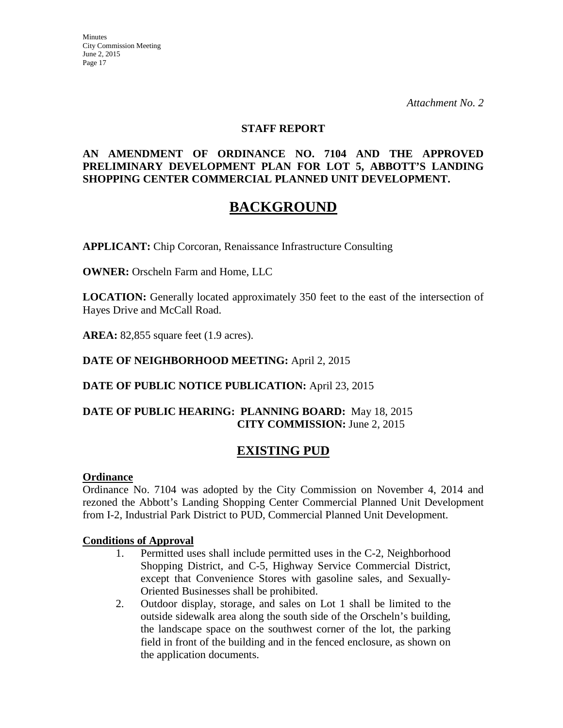*Attachment No. 2*

**STAFF REPORT**

**AN AMENDMENT OF ORDINANCE NO. 7104 AND THE APPROVED PRELIMINARY DEVELOPMENT PLAN FOR LOT 5, ABBOTT'S LANDING SHOPPING CENTER COMMERCIAL PLANNED UNIT DEVELOPMENT.**

# BACKGROUND

**APPLICANT:** Chip Corcoran, Renaissance Infrastructure Consulting

**OWNER:** Orscheln Farm and Home, LLC

**LOCATION:** Generally located approximately 350 feet to the east of the intersection of Hayes Drive and McCall Road.

**AREA:** 82,855 square feet (1.9 acres).

**DATE OF NEIGHBORHOOD MEETING:** April 2, 2015

**DATE OF PUBLIC NOTICE PUBLICATION:** April 23, 2015

**DATE OF PUBLIC HEARING: PLANNING BOARD:** May 18, 2015
**CITY COMMISSION:** June 2, 2015

## EXISTING PUD

**Ordinance**

Ordinance No. 7104 was adopted by the City Commission on November 4, 2014 and rezoned the Abbott's Landing Shopping Center Commercial Planned Unit Development from I-2, Industrial Park District to PUD, Commercial Planned Unit Development.

**Conditions of Approval**

1. Permitted uses shall include permitted uses in the C-2, Neighborhood Shopping District, and C-5, Highway Service Commercial District, except that Convenience Stores with gasoline sales, and Sexually-Oriented Businesses shall be prohibited.
2. Outdoor display, storage, and sales on Lot 1 shall be limited to the outside sidewalk area along the south side of the Orscheln's building, the landscape space on the southwest corner of the lot, the parking field in front of the building and in the fenced enclosure, as shown on the application documents.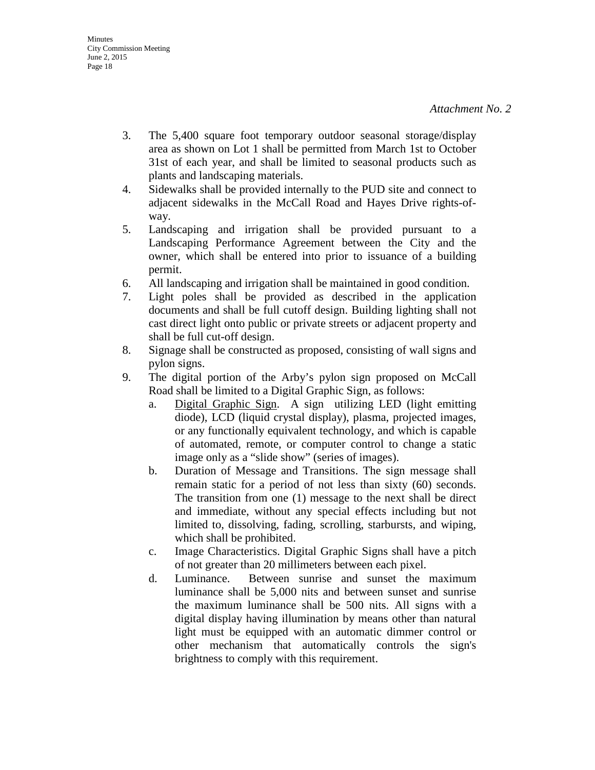*Attachment No. 2*

3. The 5,400 square foot temporary outdoor seasonal storage/display area as shown on Lot 1 shall be permitted from March 1st to October 31st of each year, and shall be limited to seasonal products such as plants and landscaping materials.
4. Sidewalks shall be provided internally to the PUD site and connect to adjacent sidewalks in the McCall Road and Hayes Drive rights-of-way.
5. Landscaping and irrigation shall be provided pursuant to a Landscaping Performance Agreement between the City and the owner, which shall be entered into prior to issuance of a building permit.
6. All landscaping and irrigation shall be maintained in good condition.
7. Light poles shall be provided as described in the application documents and shall be full cutoff design. Building lighting shall not cast direct light onto public or private streets or adjacent property and shall be full cut-off design.
8. Signage shall be constructed as proposed, consisting of wall signs and pylon signs.
9. The digital portion of the Arby's pylon sign proposed on McCall Road shall be limited to a Digital Graphic Sign, as follows:
   a. Digital Graphic Sign. A sign utilizing LED (light emitting diode), LCD (liquid crystal display), plasma, projected images, or any functionally equivalent technology, and which is capable of automated, remote, or computer control to change a static image only as a "slide show" (series of images).
   b. Duration of Message and Transitions. The sign message shall remain static for a period of not less than sixty (60) seconds. The transition from one (1) message to the next shall be direct and immediate, without any special effects including but not limited to, dissolving, fading, scrolling, starbursts, and wiping, which shall be prohibited.
   c. Image Characteristics. Digital Graphic Signs shall have a pitch of not greater than 20 millimeters between each pixel.
   d. Luminance. Between sunrise and sunset the maximum luminance shall be 5,000 nits and between sunset and sunrise the maximum luminance shall be 500 nits. All signs with a digital display having illumination by means other than natural light must be equipped with an automatic dimmer control or other mechanism that automatically controls the sign's brightness to comply with this requirement.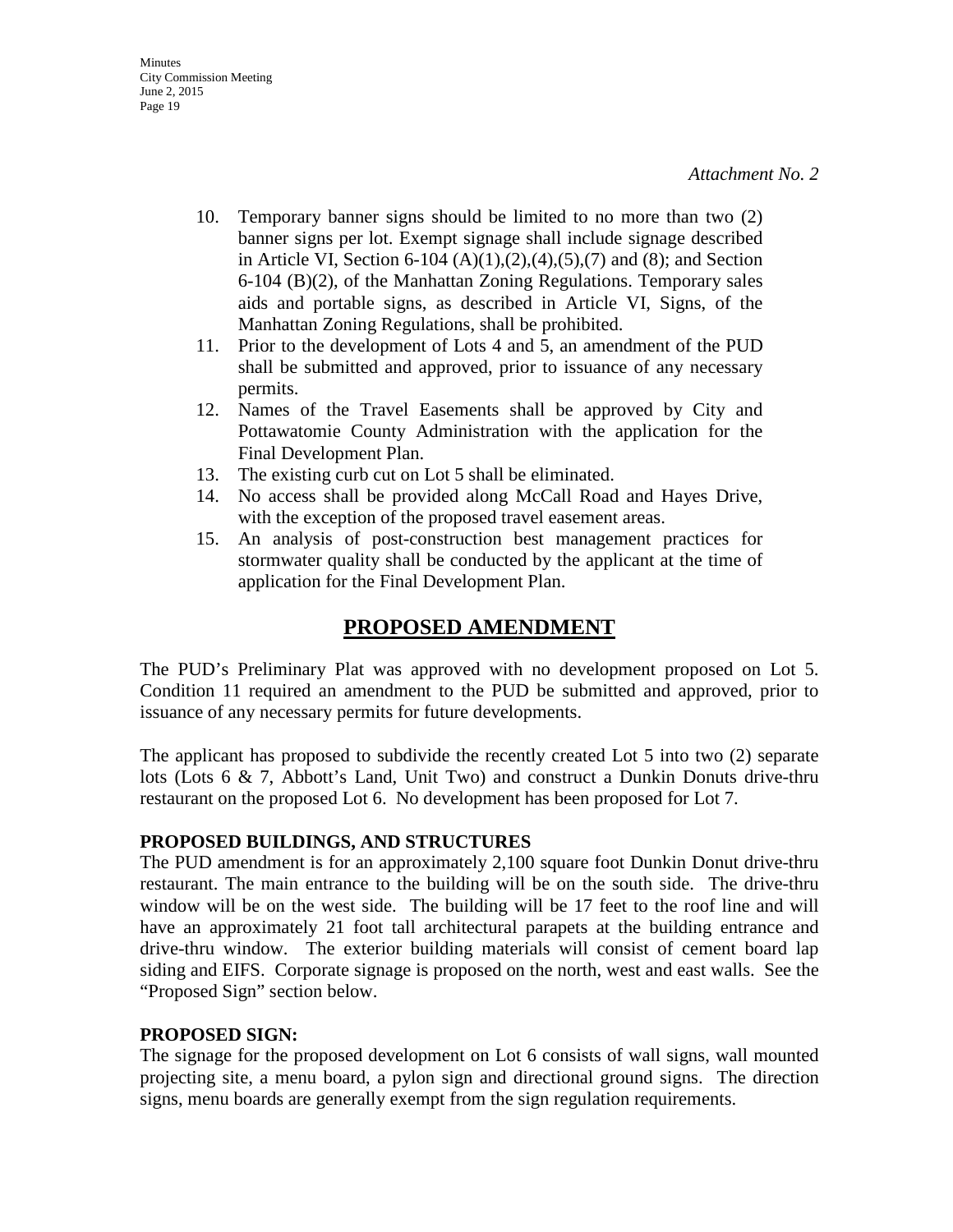*Attachment No. 2*

10. Temporary banner signs should be limited to no more than two (2) banner signs per lot. Exempt signage shall include signage described in Article VI, Section 6-104 (A)(1),(2),(4),(5),(7) and (8); and Section 6-104 (B)(2), of the Manhattan Zoning Regulations. Temporary sales aids and portable signs, as described in Article VI, Signs, of the Manhattan Zoning Regulations, shall be prohibited.
11. Prior to the development of Lots 4 and 5, an amendment of the PUD shall be submitted and approved, prior to issuance of any necessary permits.
12. Names of the Travel Easements shall be approved by City and Pottawatomie County Administration with the application for the Final Development Plan.
13. The existing curb cut on Lot 5 shall be eliminated.
14. No access shall be provided along McCall Road and Hayes Drive, with the exception of the proposed travel easement areas.
15. An analysis of post-construction best management practices for stormwater quality shall be conducted by the applicant at the time of application for the Final Development Plan.

## PROPOSED AMENDMENT

The PUD's Preliminary Plat was approved with no development proposed on Lot 5. Condition 11 required an amendment to the PUD be submitted and approved, prior to issuance of any necessary permits for future developments.

The applicant has proposed to subdivide the recently created Lot 5 into two (2) separate lots (Lots 6 & 7, Abbott's Land, Unit Two) and construct a Dunkin Donuts drive-thru restaurant on the proposed Lot 6. No development has been proposed for Lot 7.

**PROPOSED BUILDINGS, AND STRUCTURES**

The PUD amendment is for an approximately 2,100 square foot Dunkin Donut drive-thru restaurant. The main entrance to the building will be on the south side. The drive-thru window will be on the west side. The building will be 17 feet to the roof line and will have an approximately 21 foot tall architectural parapets at the building entrance and drive-thru window. The exterior building materials will consist of cement board lap siding and EIFS. Corporate signage is proposed on the north, west and east walls. See the "Proposed Sign" section below.

**PROPOSED SIGN:**

The signage for the proposed development on Lot 6 consists of wall signs, wall mounted projecting site, a menu board, a pylon sign and directional ground signs. The direction signs, menu boards are generally exempt from the sign regulation requirements.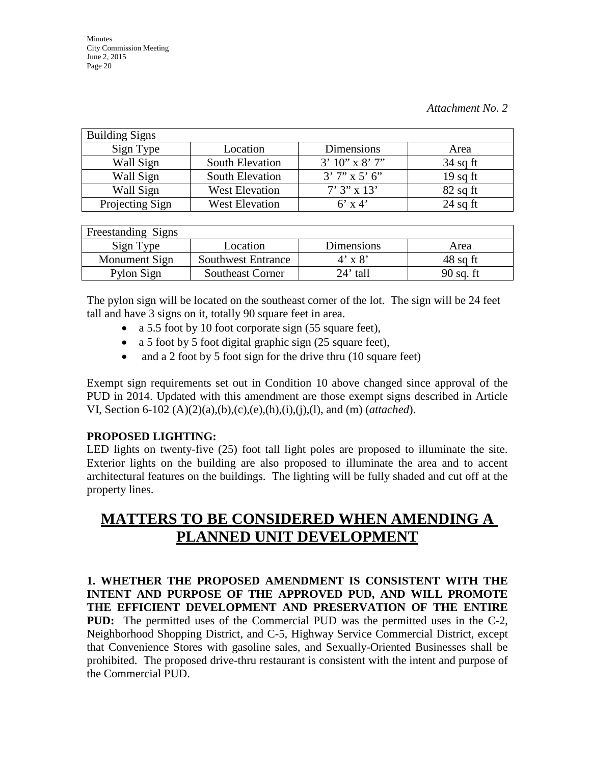*Attachment No. 2*

| Building Signs | | | |
|---|---|---|---|
| Sign Type | Location | Dimensions | Area |
| Wall Sign | South Elevation | 3' 10" x 8' 7" | 34 sq ft |
| Wall Sign | South Elevation | 3' 7" x 5' 6" | 19 sq ft |
| Wall Sign | West Elevation | 7' 3" x 13' | 82 sq ft |
| Projecting Sign | West Elevation | 6' x 4' | 24 sq ft |

| Freestanding Signs | | | |
|---|---|---|---|
| Sign Type | Location | Dimensions | Area |
| Monument Sign | Southwest Entrance | 4' x 8' | 48 sq ft |
| Pylon Sign | Southeast Corner | 24' tall | 90 sq. ft |

The pylon sign will be located on the southeast corner of the lot. The sign will be 24 feet tall and have 3 signs on it, totally 90 square feet in area.

- a 5.5 foot by 10 foot corporate sign (55 square feet),
- a 5 foot by 5 foot digital graphic sign (25 square feet),
- and a 2 foot by 5 foot sign for the drive thru (10 square feet)

Exempt sign requirements set out in Condition 10 above changed since approval of the PUD in 2014. Updated with this amendment are those exempt signs described in Article VI, Section 6-102 (A)(2)(a),(b),(c),(e),(h),(i),(j),(l), and (m) (*attached*).

**PROPOSED LIGHTING:**
LED lights on twenty-five (25) foot tall light poles are proposed to illuminate the site. Exterior lights on the building are also proposed to illuminate the area and to accent architectural features on the buildings. The lighting will be fully shaded and cut off at the property lines.

# MATTERS TO BE CONSIDERED WHEN AMENDING A PLANNED UNIT DEVELOPMENT

**1. WHETHER THE PROPOSED AMENDMENT IS CONSISTENT WITH THE INTENT AND PURPOSE OF THE APPROVED PUD, AND WILL PROMOTE THE EFFICIENT DEVELOPMENT AND PRESERVATION OF THE ENTIRE PUD:** The permitted uses of the Commercial PUD was the permitted uses in the C-2, Neighborhood Shopping District, and C-5, Highway Service Commercial District, except that Convenience Stores with gasoline sales, and Sexually-Oriented Businesses shall be prohibited. The proposed drive-thru restaurant is consistent with the intent and purpose of the Commercial PUD.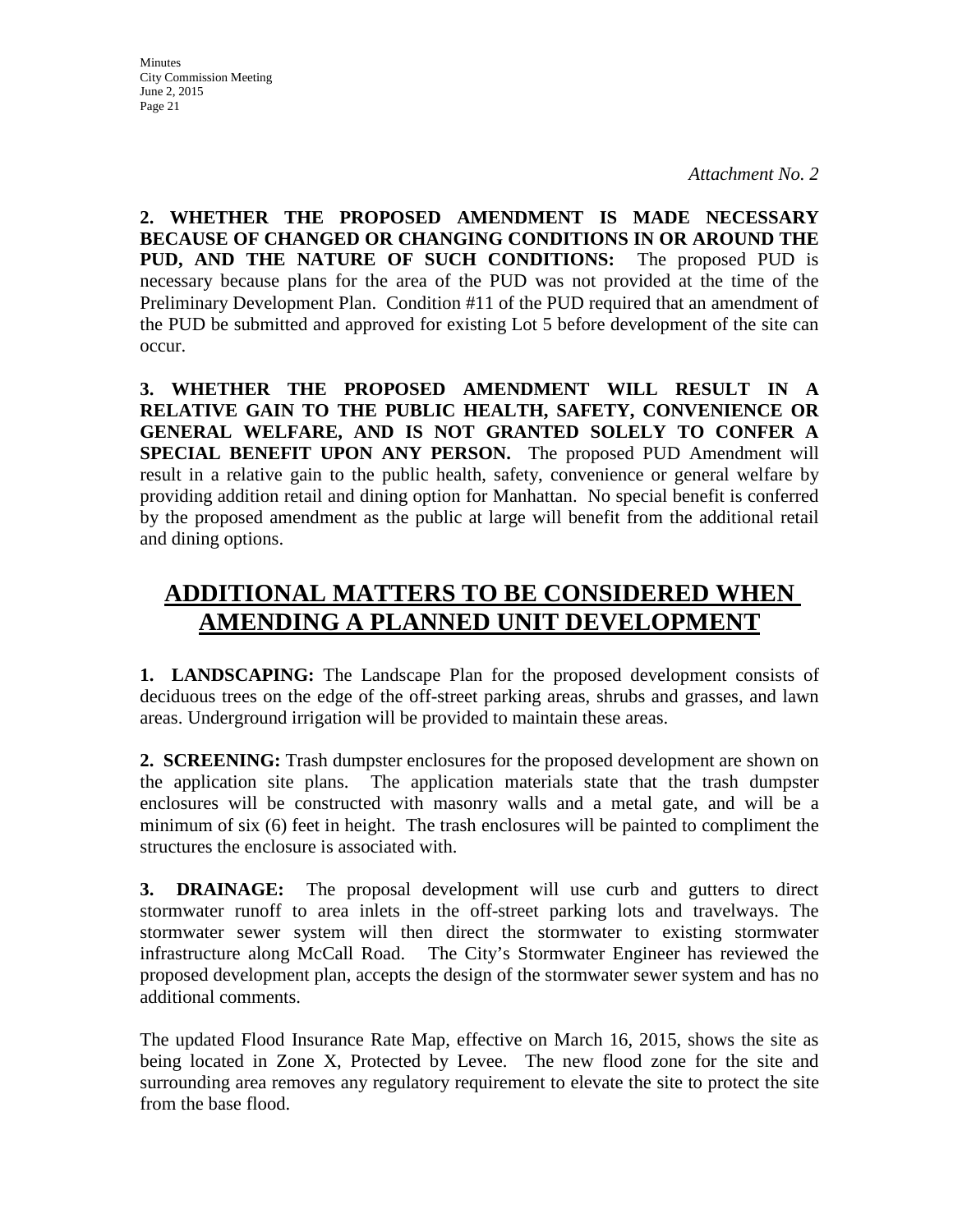*Attachment No. 2*

**2. WHETHER THE PROPOSED AMENDMENT IS MADE NECESSARY BECAUSE OF CHANGED OR CHANGING CONDITIONS IN OR AROUND THE PUD, AND THE NATURE OF SUCH CONDITIONS:** The proposed PUD is necessary because plans for the area of the PUD was not provided at the time of the Preliminary Development Plan. Condition #11 of the PUD required that an amendment of the PUD be submitted and approved for existing Lot 5 before development of the site can occur.

**3. WHETHER THE PROPOSED AMENDMENT WILL RESULT IN A RELATIVE GAIN TO THE PUBLIC HEALTH, SAFETY, CONVENIENCE OR GENERAL WELFARE, AND IS NOT GRANTED SOLELY TO CONFER A SPECIAL BENEFIT UPON ANY PERSON.** The proposed PUD Amendment will result in a relative gain to the public health, safety, convenience or general welfare by providing addition retail and dining option for Manhattan. No special benefit is conferred by the proposed amendment as the public at large will benefit from the additional retail and dining options.

## ADDITIONAL MATTERS TO BE CONSIDERED WHEN AMENDING A PLANNED UNIT DEVELOPMENT

**1. LANDSCAPING:** The Landscape Plan for the proposed development consists of deciduous trees on the edge of the off-street parking areas, shrubs and grasses, and lawn areas. Underground irrigation will be provided to maintain these areas.

**2. SCREENING:** Trash dumpster enclosures for the proposed development are shown on the application site plans. The application materials state that the trash dumpster enclosures will be constructed with masonry walls and a metal gate, and will be a minimum of six (6) feet in height. The trash enclosures will be painted to compliment the structures the enclosure is associated with.

**3. DRAINAGE:** The proposal development will use curb and gutters to direct stormwater runoff to area inlets in the off-street parking lots and travelways. The stormwater sewer system will then direct the stormwater to existing stormwater infrastructure along McCall Road. The City's Stormwater Engineer has reviewed the proposed development plan, accepts the design of the stormwater sewer system and has no additional comments.

The updated Flood Insurance Rate Map, effective on March 16, 2015, shows the site as being located in Zone X, Protected by Levee. The new flood zone for the site and surrounding area removes any regulatory requirement to elevate the site to protect the site from the base flood.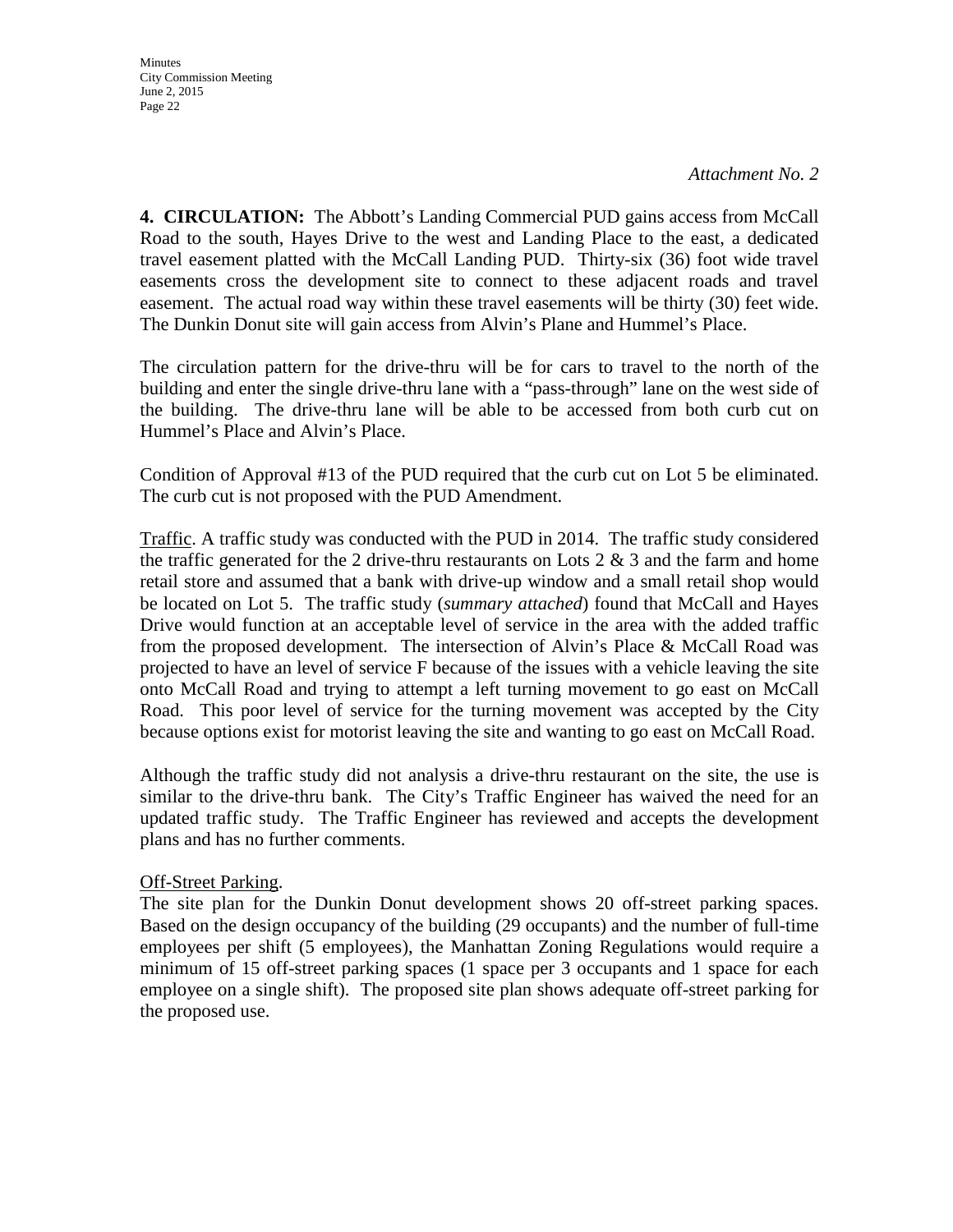*Attachment No. 2*

**4. CIRCULATION:** The Abbott's Landing Commercial PUD gains access from McCall Road to the south, Hayes Drive to the west and Landing Place to the east, a dedicated travel easement platted with the McCall Landing PUD. Thirty-six (36) foot wide travel easements cross the development site to connect to these adjacent roads and travel easement. The actual road way within these travel easements will be thirty (30) feet wide. The Dunkin Donut site will gain access from Alvin's Plane and Hummel's Place.

The circulation pattern for the drive-thru will be for cars to travel to the north of the building and enter the single drive-thru lane with a "pass-through" lane on the west side of the building. The drive-thru lane will be able to be accessed from both curb cut on Hummel's Place and Alvin's Place.

Condition of Approval #13 of the PUD required that the curb cut on Lot 5 be eliminated. The curb cut is not proposed with the PUD Amendment.

Traffic. A traffic study was conducted with the PUD in 2014. The traffic study considered the traffic generated for the 2 drive-thru restaurants on Lots 2 & 3 and the farm and home retail store and assumed that a bank with drive-up window and a small retail shop would be located on Lot 5. The traffic study (*summary attached*) found that McCall and Hayes Drive would function at an acceptable level of service in the area with the added traffic from the proposed development. The intersection of Alvin's Place & McCall Road was projected to have an level of service F because of the issues with a vehicle leaving the site onto McCall Road and trying to attempt a left turning movement to go east on McCall Road. This poor level of service for the turning movement was accepted by the City because options exist for motorist leaving the site and wanting to go east on McCall Road.

Although the traffic study did not analysis a drive-thru restaurant on the site, the use is similar to the drive-thru bank. The City's Traffic Engineer has waived the need for an updated traffic study. The Traffic Engineer has reviewed and accepts the development plans and has no further comments.

Off-Street Parking.
The site plan for the Dunkin Donut development shows 20 off-street parking spaces. Based on the design occupancy of the building (29 occupants) and the number of full-time employees per shift (5 employees), the Manhattan Zoning Regulations would require a minimum of 15 off-street parking spaces (1 space per 3 occupants and 1 space for each employee on a single shift). The proposed site plan shows adequate off-street parking for the proposed use.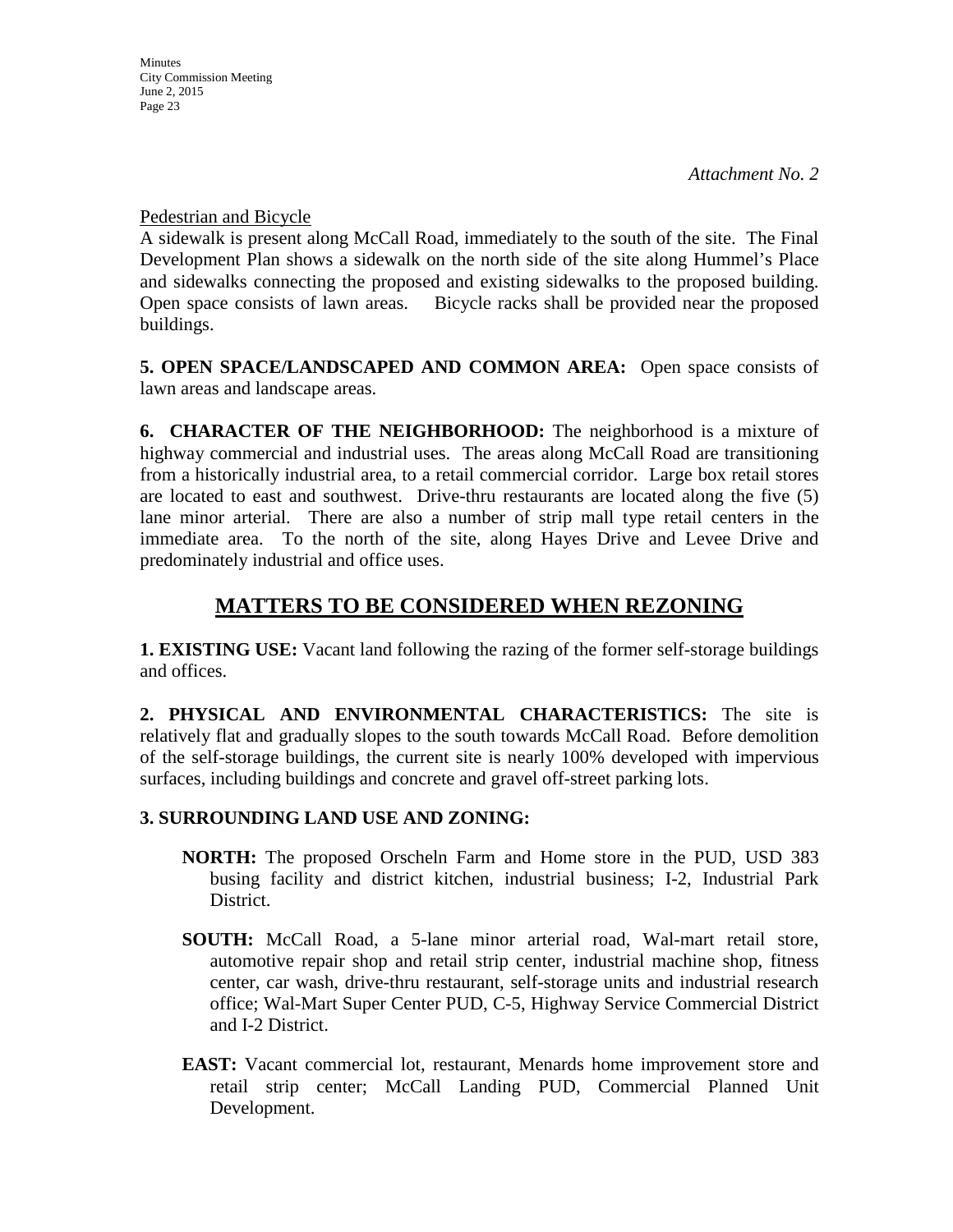*Attachment No. 2*

Pedestrian and Bicycle

A sidewalk is present along McCall Road, immediately to the south of the site. The Final Development Plan shows a sidewalk on the north side of the site along Hummel's Place and sidewalks connecting the proposed and existing sidewalks to the proposed building. Open space consists of lawn areas. Bicycle racks shall be provided near the proposed buildings.

**5. OPEN SPACE/LANDSCAPED AND COMMON AREA:** Open space consists of lawn areas and landscape areas.

**6. CHARACTER OF THE NEIGHBORHOOD:** The neighborhood is a mixture of highway commercial and industrial uses. The areas along McCall Road are transitioning from a historically industrial area, to a retail commercial corridor. Large box retail stores are located to east and southwest. Drive-thru restaurants are located along the five (5) lane minor arterial. There are also a number of strip mall type retail centers in the immediate area. To the north of the site, along Hayes Drive and Levee Drive and predominately industrial and office uses.

## MATTERS TO BE CONSIDERED WHEN REZONING

**1. EXISTING USE:** Vacant land following the razing of the former self-storage buildings and offices.

**2. PHYSICAL AND ENVIRONMENTAL CHARACTERISTICS:** The site is relatively flat and gradually slopes to the south towards McCall Road. Before demolition of the self-storage buildings, the current site is nearly 100% developed with impervious surfaces, including buildings and concrete and gravel off-street parking lots.

**3. SURROUNDING LAND USE AND ZONING:**

**NORTH:** The proposed Orscheln Farm and Home store in the PUD, USD 383 busing facility and district kitchen, industrial business; I-2, Industrial Park District.

**SOUTH:** McCall Road, a 5-lane minor arterial road, Wal-mart retail store, automotive repair shop and retail strip center, industrial machine shop, fitness center, car wash, drive-thru restaurant, self-storage units and industrial research office; Wal-Mart Super Center PUD, C-5, Highway Service Commercial District and I-2 District.

**EAST:** Vacant commercial lot, restaurant, Menards home improvement store and retail strip center; McCall Landing PUD, Commercial Planned Unit Development.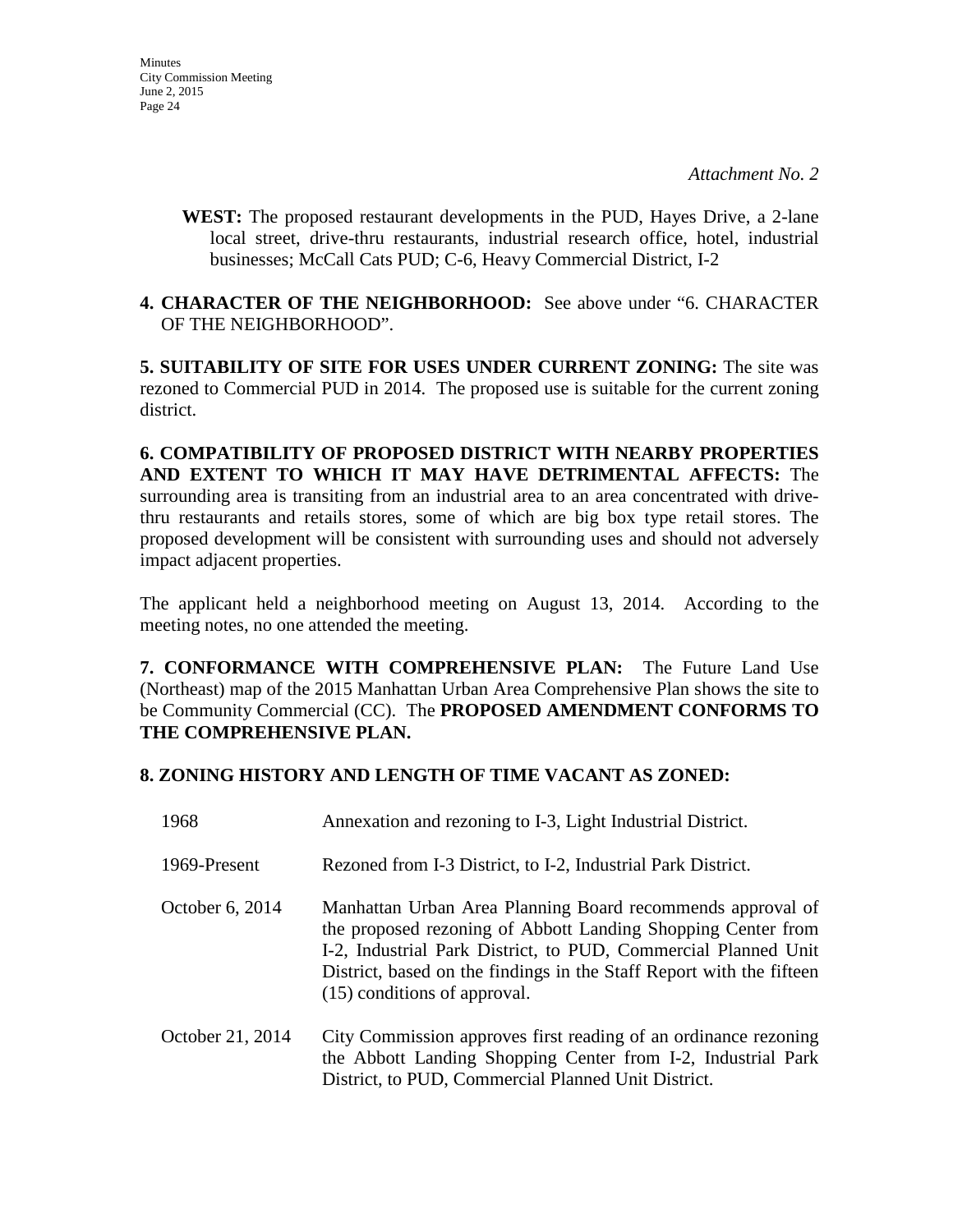*Attachment No. 2*

**WEST:** The proposed restaurant developments in the PUD, Hayes Drive, a 2-lane local street, drive-thru restaurants, industrial research office, hotel, industrial businesses; McCall Cats PUD; C-6, Heavy Commercial District, I-2

**4. CHARACTER OF THE NEIGHBORHOOD:** See above under "6. CHARACTER OF THE NEIGHBORHOOD".

**5. SUITABILITY OF SITE FOR USES UNDER CURRENT ZONING:** The site was rezoned to Commercial PUD in 2014. The proposed use is suitable for the current zoning district.

**6. COMPATIBILITY OF PROPOSED DISTRICT WITH NEARBY PROPERTIES AND EXTENT TO WHICH IT MAY HAVE DETRIMENTAL AFFECTS:** The surrounding area is transiting from an industrial area to an area concentrated with drive-thru restaurants and retails stores, some of which are big box type retail stores. The proposed development will be consistent with surrounding uses and should not adversely impact adjacent properties.

The applicant held a neighborhood meeting on August 13, 2014. According to the meeting notes, no one attended the meeting.

**7. CONFORMANCE WITH COMPREHENSIVE PLAN:** The Future Land Use (Northeast) map of the 2015 Manhattan Urban Area Comprehensive Plan shows the site to be Community Commercial (CC). The **PROPOSED AMENDMENT CONFORMS TO THE COMPREHENSIVE PLAN.**

**8. ZONING HISTORY AND LENGTH OF TIME VACANT AS ZONED:**

| | |
|---|---|
| 1968 | Annexation and rezoning to I-3, Light Industrial District. |
| 1969-Present | Rezoned from I-3 District, to I-2, Industrial Park District. |
| October 6, 2014 | Manhattan Urban Area Planning Board recommends approval of the proposed rezoning of Abbott Landing Shopping Center from I-2, Industrial Park District, to PUD, Commercial Planned Unit District, based on the findings in the Staff Report with the fifteen (15) conditions of approval. |
| October 21, 2014 | City Commission approves first reading of an ordinance rezoning the Abbott Landing Shopping Center from I-2, Industrial Park District, to PUD, Commercial Planned Unit District. |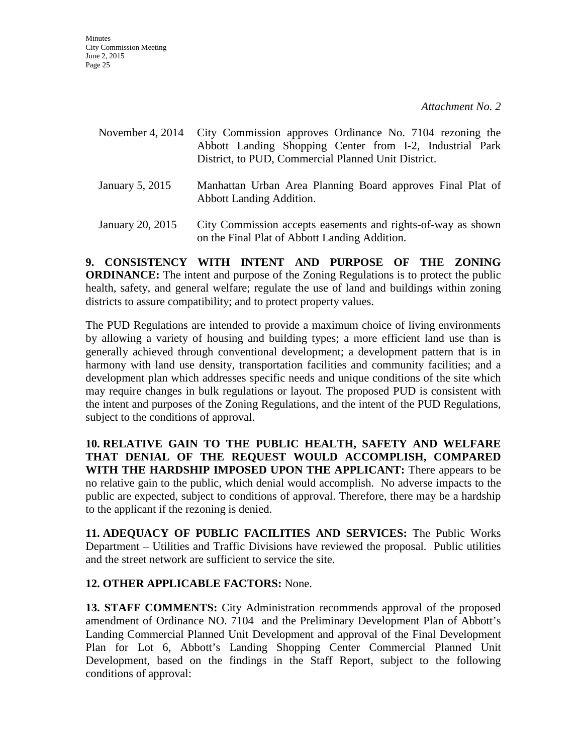*Attachment No. 2*

| | |
|---|---|
| November 4, 2014 | City Commission approves Ordinance No. 7104 rezoning the Abbott Landing Shopping Center from I-2, Industrial Park District, to PUD, Commercial Planned Unit District. |
| January 5, 2015 | Manhattan Urban Area Planning Board approves Final Plat of Abbott Landing Addition. |
| January 20, 2015 | City Commission accepts easements and rights-of-way as shown on the Final Plat of Abbott Landing Addition. |

**9. CONSISTENCY WITH INTENT AND PURPOSE OF THE ZONING ORDINANCE:** The intent and purpose of the Zoning Regulations is to protect the public health, safety, and general welfare; regulate the use of land and buildings within zoning districts to assure compatibility; and to protect property values.

The PUD Regulations are intended to provide a maximum choice of living environments by allowing a variety of housing and building types; a more efficient land use than is generally achieved through conventional development; a development pattern that is in harmony with land use density, transportation facilities and community facilities; and a development plan which addresses specific needs and unique conditions of the site which may require changes in bulk regulations or layout. The proposed PUD is consistent with the intent and purposes of the Zoning Regulations, and the intent of the PUD Regulations, subject to the conditions of approval.

**10. RELATIVE GAIN TO THE PUBLIC HEALTH, SAFETY AND WELFARE THAT DENIAL OF THE REQUEST WOULD ACCOMPLISH, COMPARED WITH THE HARDSHIP IMPOSED UPON THE APPLICANT:** There appears to be no relative gain to the public, which denial would accomplish. No adverse impacts to the public are expected, subject to conditions of approval. Therefore, there may be a hardship to the applicant if the rezoning is denied.

**11. ADEQUACY OF PUBLIC FACILITIES AND SERVICES:** The Public Works Department – Utilities and Traffic Divisions have reviewed the proposal. Public utilities and the street network are sufficient to service the site.

**12. OTHER APPLICABLE FACTORS:** None.

**13. STAFF COMMENTS:** City Administration recommends approval of the proposed amendment of Ordinance NO. 7104 and the Preliminary Development Plan of Abbott's Landing Commercial Planned Unit Development and approval of the Final Development Plan for Lot 6, Abbott's Landing Shopping Center Commercial Planned Unit Development, based on the findings in the Staff Report, subject to the following conditions of approval: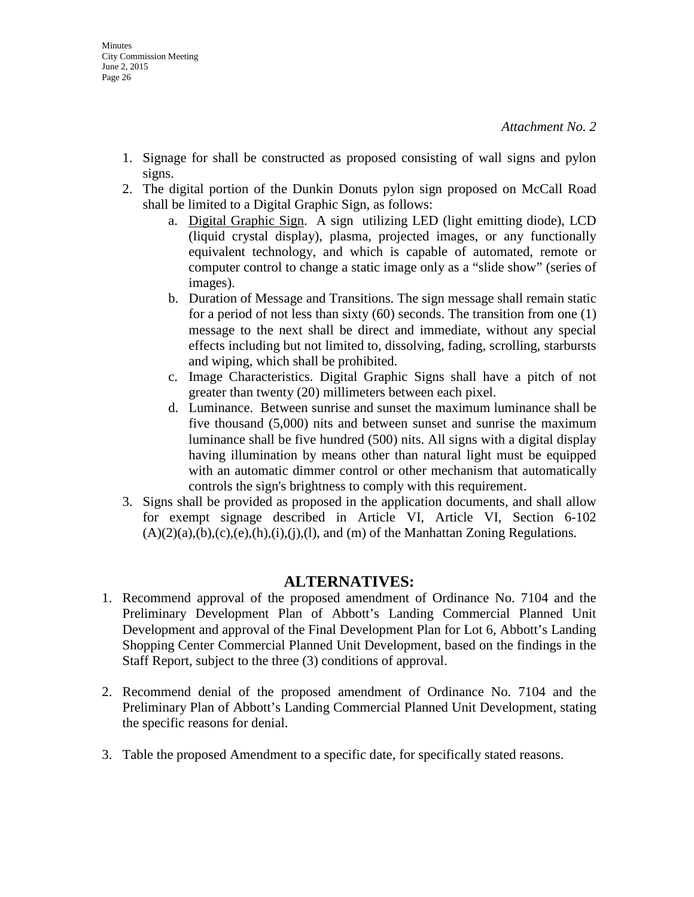*Attachment No. 2*

1. Signage for shall be constructed as proposed consisting of wall signs and pylon signs.
2. The digital portion of the Dunkin Donuts pylon sign proposed on McCall Road shall be limited to a Digital Graphic Sign, as follows:
   a. Digital Graphic Sign. A sign utilizing LED (light emitting diode), LCD (liquid crystal display), plasma, projected images, or any functionally equivalent technology, and which is capable of automated, remote or computer control to change a static image only as a "slide show" (series of images).
   b. Duration of Message and Transitions. The sign message shall remain static for a period of not less than sixty (60) seconds. The transition from one (1) message to the next shall be direct and immediate, without any special effects including but not limited to, dissolving, fading, scrolling, starbursts and wiping, which shall be prohibited.
   c. Image Characteristics. Digital Graphic Signs shall have a pitch of not greater than twenty (20) millimeters between each pixel.
   d. Luminance. Between sunrise and sunset the maximum luminance shall be five thousand (5,000) nits and between sunset and sunrise the maximum luminance shall be five hundred (500) nits. All signs with a digital display having illumination by means other than natural light must be equipped with an automatic dimmer control or other mechanism that automatically controls the sign's brightness to comply with this requirement.
3. Signs shall be provided as proposed in the application documents, and shall allow for exempt signage described in Article VI, Article VI, Section 6-102 (A)(2)(a),(b),(c),(e),(h),(i),(j),(l), and (m) of the Manhattan Zoning Regulations.

## ALTERNATIVES:

1. Recommend approval of the proposed amendment of Ordinance No. 7104 and the Preliminary Development Plan of Abbott's Landing Commercial Planned Unit Development and approval of the Final Development Plan for Lot 6, Abbott's Landing Shopping Center Commercial Planned Unit Development, based on the findings in the Staff Report, subject to the three (3) conditions of approval.

2. Recommend denial of the proposed amendment of Ordinance No. 7104 and the Preliminary Plan of Abbott's Landing Commercial Planned Unit Development, stating the specific reasons for denial.

3. Table the proposed Amendment to a specific date, for specifically stated reasons.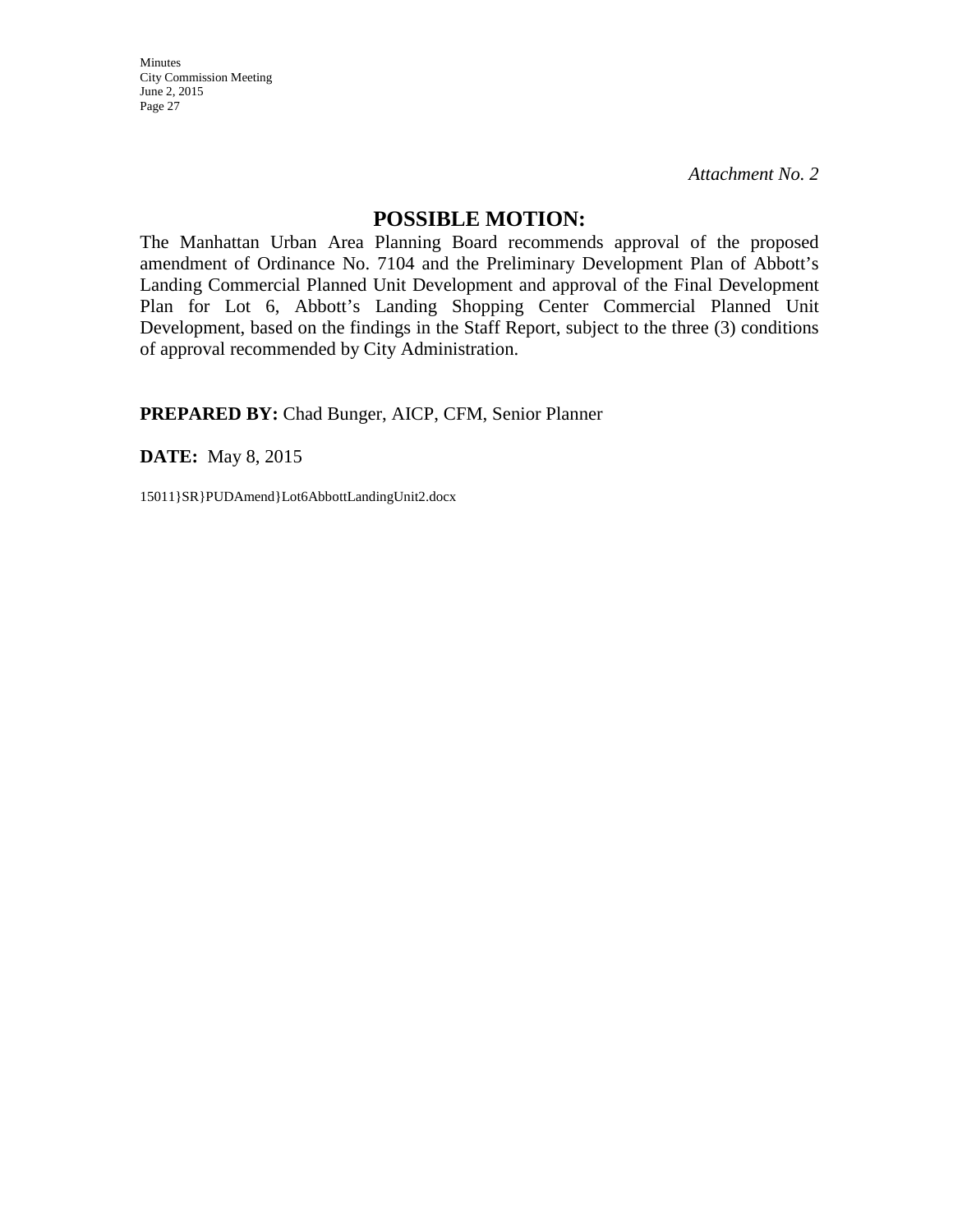*Attachment No. 2*

## POSSIBLE MOTION:

The Manhattan Urban Area Planning Board recommends approval of the proposed amendment of Ordinance No. 7104 and the Preliminary Development Plan of Abbott's Landing Commercial Planned Unit Development and approval of the Final Development Plan for Lot 6, Abbott's Landing Shopping Center Commercial Planned Unit Development, based on the findings in the Staff Report, subject to the three (3) conditions of approval recommended by City Administration.

**PREPARED BY:** Chad Bunger, AICP, CFM, Senior Planner

**DATE:** May 8, 2015

15011}SR}PUDAmend}Lot6AbbottLandingUnit2.docx